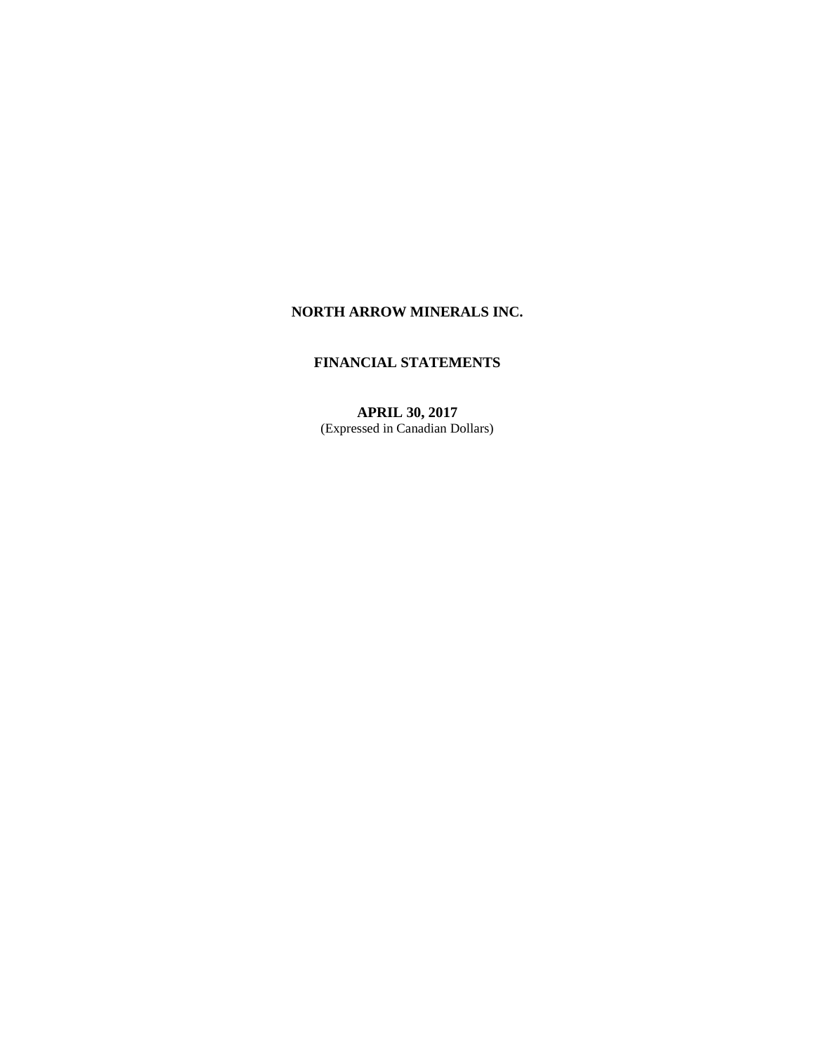# NORTH ARROW MINERALS INC.

## FINANCIAL STATEMENTS

**APRIL 30, 2017**
(Expressed in Canadian Dollars)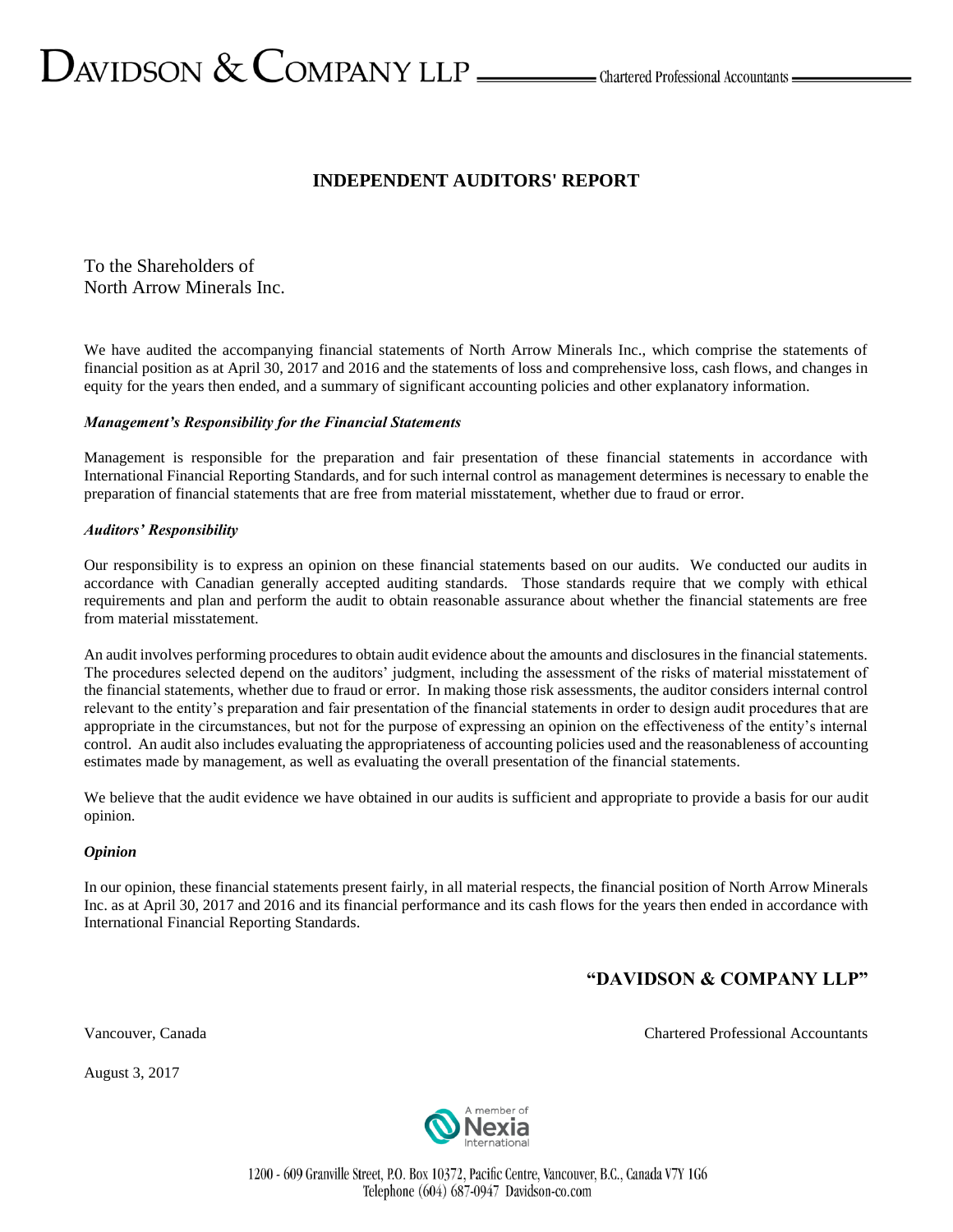# INDEPENDENT AUDITORS' REPORT

To the Shareholders of
North Arrow Minerals Inc.

We have audited the accompanying financial statements of North Arrow Minerals Inc., which comprise the statements of financial position as at April 30, 2017 and 2016 and the statements of loss and comprehensive loss, cash flows, and changes in equity for the years then ended, and a summary of significant accounting policies and other explanatory information.

***Management's Responsibility for the Financial Statements***

Management is responsible for the preparation and fair presentation of these financial statements in accordance with International Financial Reporting Standards, and for such internal control as management determines is necessary to enable the preparation of financial statements that are free from material misstatement, whether due to fraud or error.

***Auditors' Responsibility***

Our responsibility is to express an opinion on these financial statements based on our audits. We conducted our audits in accordance with Canadian generally accepted auditing standards. Those standards require that we comply with ethical requirements and plan and perform the audit to obtain reasonable assurance about whether the financial statements are free from material misstatement.

An audit involves performing procedures to obtain audit evidence about the amounts and disclosures in the financial statements. The procedures selected depend on the auditors' judgment, including the assessment of the risks of material misstatement of the financial statements, whether due to fraud or error. In making those risk assessments, the auditor considers internal control relevant to the entity's preparation and fair presentation of the financial statements in order to design audit procedures that are appropriate in the circumstances, but not for the purpose of expressing an opinion on the effectiveness of the entity's internal control. An audit also includes evaluating the appropriateness of accounting policies used and the reasonableness of accounting estimates made by management, as well as evaluating the overall presentation of the financial statements.

We believe that the audit evidence we have obtained in our audits is sufficient and appropriate to provide a basis for our audit opinion.

***Opinion***

In our opinion, these financial statements present fairly, in all material respects, the financial position of North Arrow Minerals Inc. as at April 30, 2017 and 2016 and its financial performance and its cash flows for the years then ended in accordance with International Financial Reporting Standards.

**"DAVIDSON & COMPANY LLP"**

Vancouver, Canada

Chartered Professional Accountants

August 3, 2017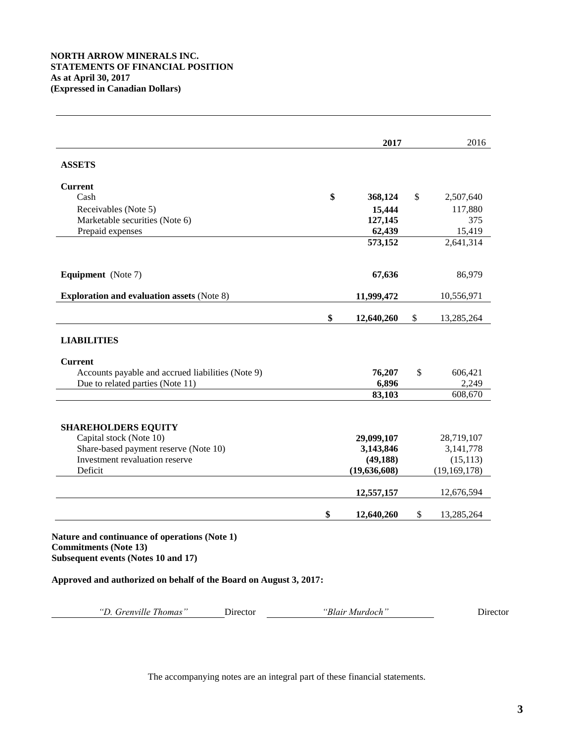**NORTH ARROW MINERALS INC.**
**STATEMENTS OF FINANCIAL POSITION**
**As at April 30, 2017**
**(Expressed in Canadian Dollars)**

| | 2017 | 2016 |
|---|---|---|
| **ASSETS** | | |
| **Current** | | |
| Cash | $ 368,124 | $ 2,507,640 |
| Receivables (Note 5) | 15,444 | 117,880 |
| Marketable securities (Note 6) | 127,145 | 375 |
| Prepaid expenses | 62,439 | 15,419 |
| | 573,152 | 2,641,314 |
| **Equipment** (Note 7) | 67,636 | 86,979 |
| **Exploration and evaluation assets** (Note 8) | 11,999,472 | 10,556,971 |
| | $ 12,640,260 | $ 13,285,264 |
| **LIABILITIES** | | |
| **Current** | | |
| Accounts payable and accrued liabilities (Note 9) | 76,207 | $ 606,421 |
| Due to related parties (Note 11) | 6,896 | 2,249 |
| | 83,103 | 608,670 |
| **SHAREHOLDERS EQUITY** | | |
| Capital stock (Note 10) | 29,099,107 | 28,719,107 |
| Share-based payment reserve (Note 10) | 3,143,846 | 3,141,778 |
| Investment revaluation reserve | (49,188) | (15,113) |
| Deficit | (19,636,608) | (19,169,178) |
| | 12,557,157 | 12,676,594 |
| | $ 12,640,260 | $ 13,285,264 |

**Nature and continuance of operations (Note 1)**
**Commitments (Note 13)**
**Subsequent events (Notes 10 and 17)**

**Approved and authorized on behalf of the Board on August 3, 2017:**

*"D. Grenville Thomas"* Director *"Blair Murdoch"* Director

The accompanying notes are an integral part of these financial statements.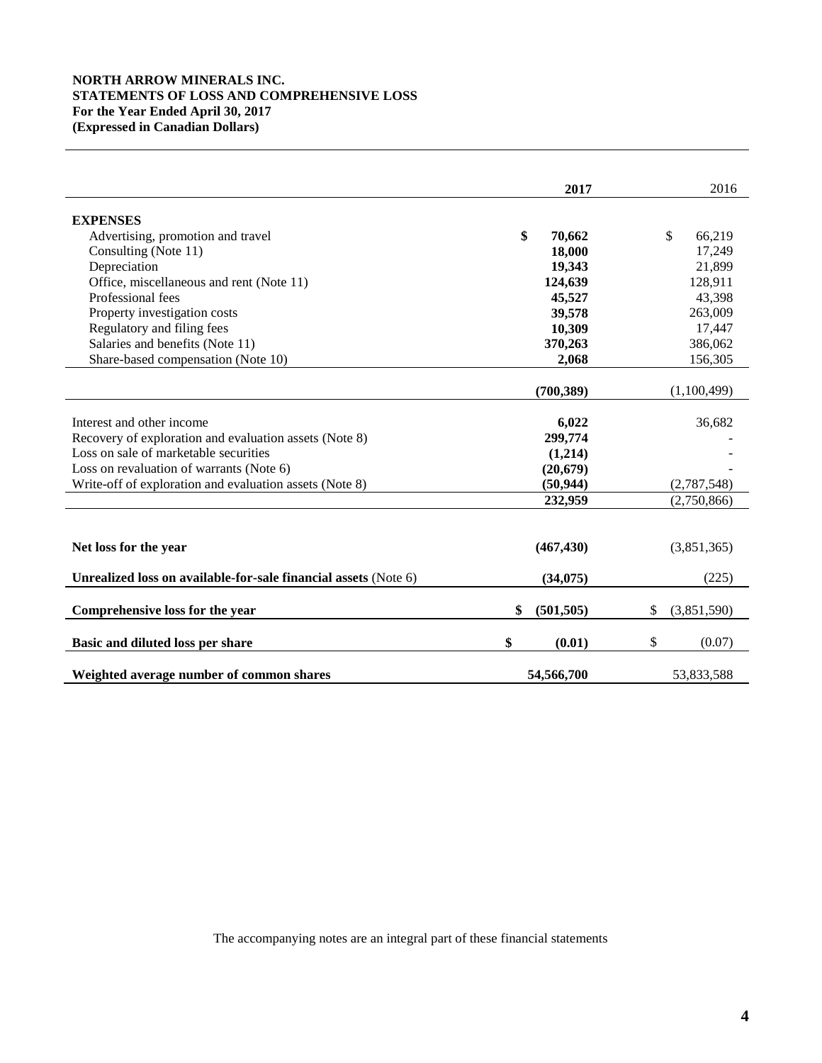**NORTH ARROW MINERALS INC.**
**STATEMENTS OF LOSS AND COMPREHENSIVE LOSS**
**For the Year Ended April 30, 2017**
**(Expressed in Canadian Dollars)**

| | **2017** | 2016 |
|---|---|---|
| **EXPENSES** | | |
| Advertising, promotion and travel | **$ 70,662** | $ 66,219 |
| Consulting (Note 11) | **18,000** | 17,249 |
| Depreciation | **19,343** | 21,899 |
| Office, miscellaneous and rent (Note 11) | **124,639** | 128,911 |
| Professional fees | **45,527** | 43,398 |
| Property investigation costs | **39,578** | 263,009 |
| Regulatory and filing fees | **10,309** | 17,447 |
| Salaries and benefits (Note 11) | **370,263** | 386,062 |
| Share-based compensation (Note 10) | **2,068** | 156,305 |
| | **(700,389)** | (1,100,499) |
| Interest and other income | **6,022** | 36,682 |
| Recovery of exploration and evaluation assets (Note 8) | **299,774** | - |
| Loss on sale of marketable securities | **(1,214)** | - |
| Loss on revaluation of warrants (Note 6) | **(20,679)** | - |
| Write-off of exploration and evaluation assets (Note 8) | **(50,944)** | (2,787,548) |
| | **232,959** | (2,750,866) |
| **Net loss for the year** | **(467,430)** | (3,851,365) |
| **Unrealized loss on available-for-sale financial assets** (Note 6) | **(34,075)** | (225) |
| **Comprehensive loss for the year** | **$ (501,505)** | $ (3,851,590) |
| **Basic and diluted loss per share** | **$ (0.01)** | $ (0.07) |
| **Weighted average number of common shares** | **54,566,700** | 53,833,588 |

The accompanying notes are an integral part of these financial statements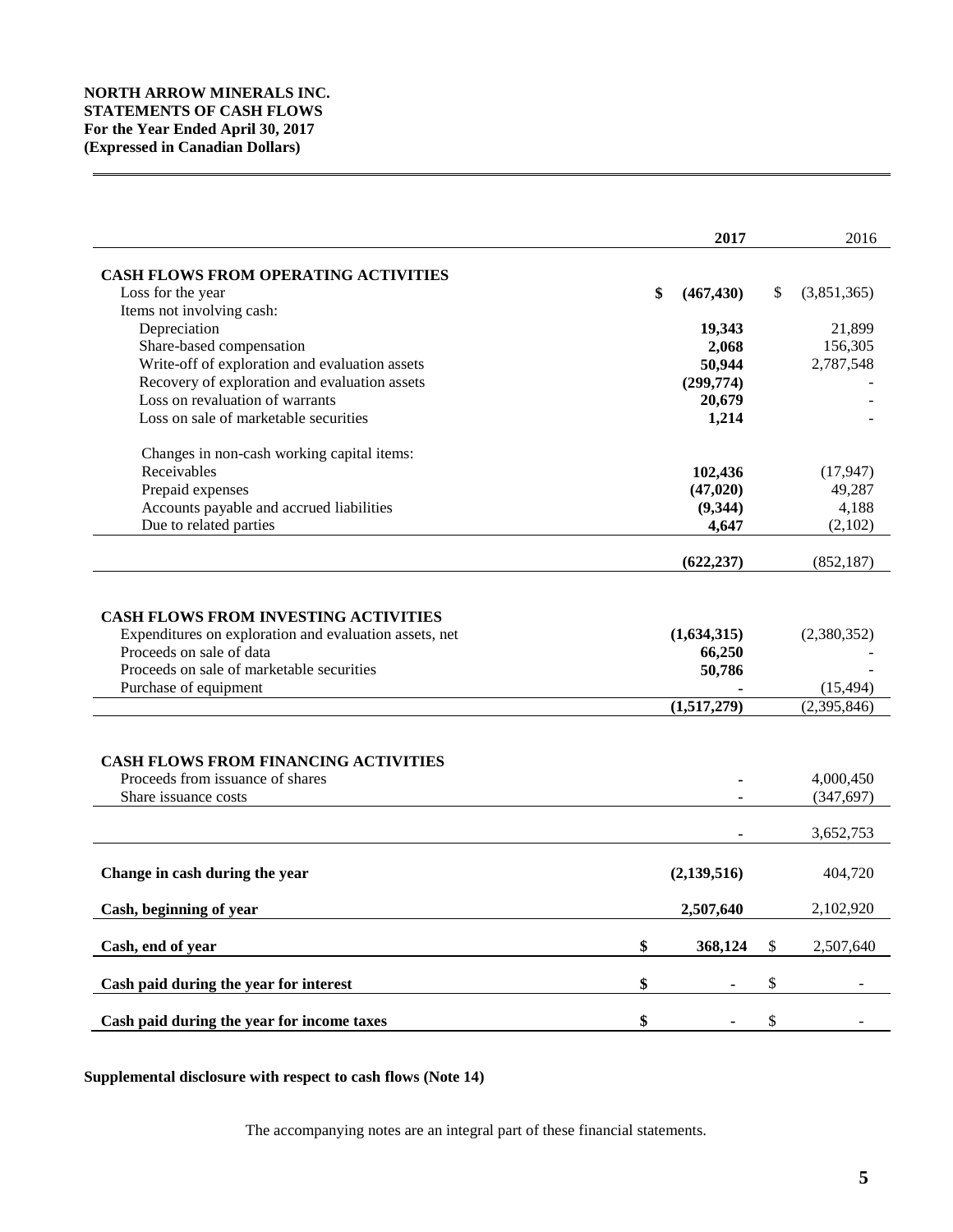**NORTH ARROW MINERALS INC.**
**STATEMENTS OF CASH FLOWS**
**For the Year Ended April 30, 2017**
**(Expressed in Canadian Dollars)**

| | 2017 | 2016 |
|---|---|---|
| **CASH FLOWS FROM OPERATING ACTIVITIES** | | |
| Loss for the year | $ (467,430) | $ (3,851,365) |
| Items not involving cash: | | |
| Depreciation | 19,343 | 21,899 |
| Share-based compensation | 2,068 | 156,305 |
| Write-off of exploration and evaluation assets | 50,944 | 2,787,548 |
| Recovery of exploration and evaluation assets | (299,774) | - |
| Loss on revaluation of warrants | 20,679 | - |
| Loss on sale of marketable securities | 1,214 | - |
| Changes in non-cash working capital items: | | |
| Receivables | 102,436 | (17,947) |
| Prepaid expenses | (47,020) | 49,287 |
| Accounts payable and accrued liabilities | (9,344) | 4,188 |
| Due to related parties | 4,647 | (2,102) |
| | (622,237) | (852,187) |
| **CASH FLOWS FROM INVESTING ACTIVITIES** | | |
| Expenditures on exploration and evaluation assets, net | (1,634,315) | (2,380,352) |
| Proceeds on sale of data | 66,250 | - |
| Proceeds on sale of marketable securities | 50,786 | - |
| Purchase of equipment | - | (15,494) |
| | (1,517,279) | (2,395,846) |
| **CASH FLOWS FROM FINANCING ACTIVITIES** | | |
| Proceeds from issuance of shares | - | 4,000,450 |
| Share issuance costs | - | (347,697) |
| | - | 3,652,753 |
| **Change in cash during the year** | (2,139,516) | 404,720 |
| **Cash, beginning of year** | 2,507,640 | 2,102,920 |
| **Cash, end of year** | $ 368,124 | $ 2,507,640 |
| **Cash paid during the year for interest** | $ - | $ - |
| **Cash paid during the year for income taxes** | $ - | $ - |

**Supplemental disclosure with respect to cash flows (Note 14)**

The accompanying notes are an integral part of these financial statements.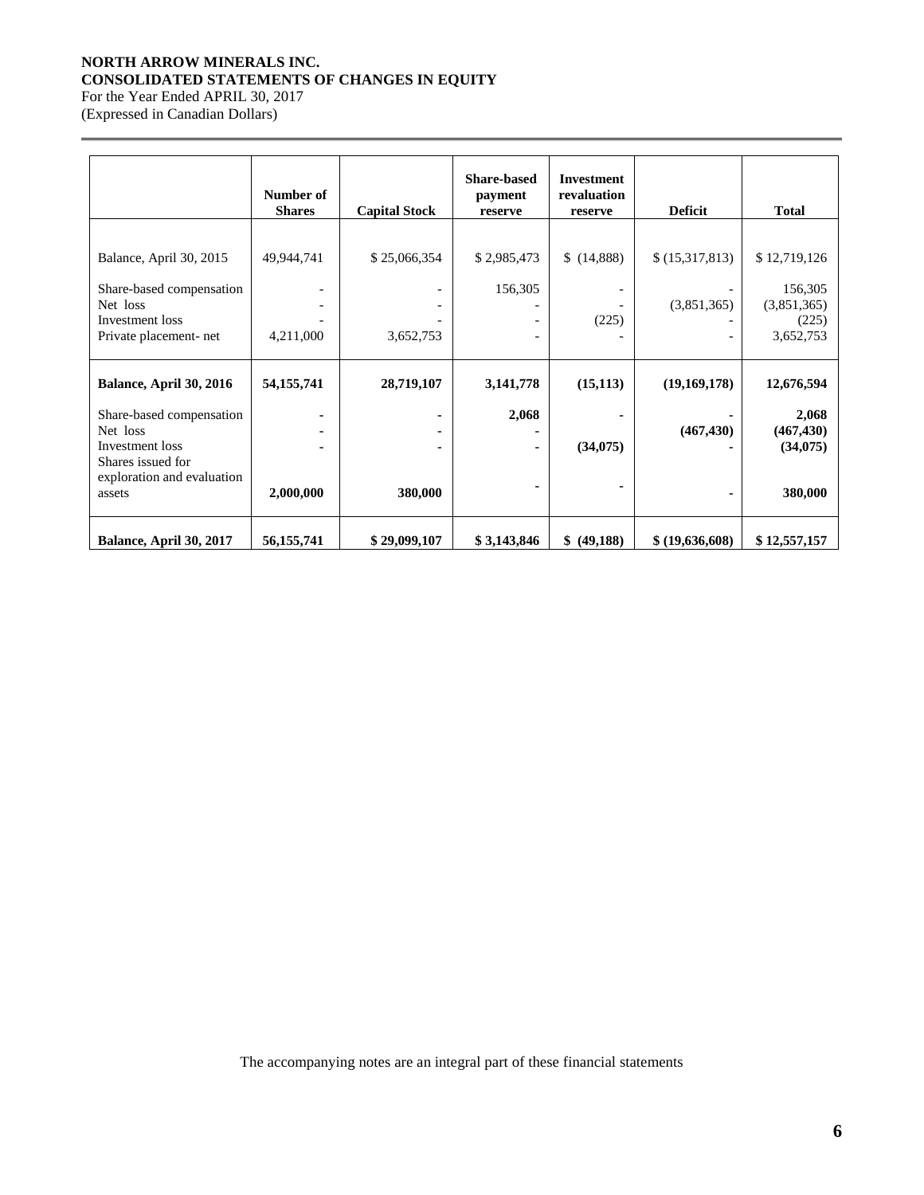**NORTH ARROW MINERALS INC.**
**CONSOLIDATED STATEMENTS OF CHANGES IN EQUITY**
For the Year Ended APRIL 30, 2017
(Expressed in Canadian Dollars)

| | Number of Shares | Capital Stock | Share-based payment reserve | Investment revaluation reserve | Deficit | Total |
|---|---|---|---|---|---|---|
| Balance, April 30, 2015 | 49,944,741 | $ 25,066,354 | $ 2,985,473 | $ (14,888) | $ (15,317,813) | $ 12,719,126 |
| Share-based compensation | - | - | 156,305 | - | - | 156,305 |
| Net loss | - | - | - | - | (3,851,365) | (3,851,365) |
| Investment loss | - | - | - | (225) | - | (225) |
| Private placement- net | 4,211,000 | 3,652,753 | - | - | - | 3,652,753 |
| **Balance, April 30, 2016** | **54,155,741** | **28,719,107** | **3,141,778** | **(15,113)** | **(19,169,178)** | **12,676,594** |
| Share-based compensation | **-** | **-** | **2,068** | **-** | **-** | **2,068** |
| Net loss | **-** | **-** | **-** | **-** | **(467,430)** | **(467,430)** |
| Investment loss | **-** | **-** | **-** | **(34,075)** | **-** | **(34,075)** |
| Shares issued for exploration and evaluation assets | **2,000,000** | **380,000** | **-** | **-** | **-** | **380,000** |
| **Balance, April 30, 2017** | **56,155,741** | **$ 29,099,107** | **$ 3,143,846** | **$ (49,188)** | **$ (19,636,608)** | **$ 12,557,157** |

The accompanying notes are an integral part of these financial statements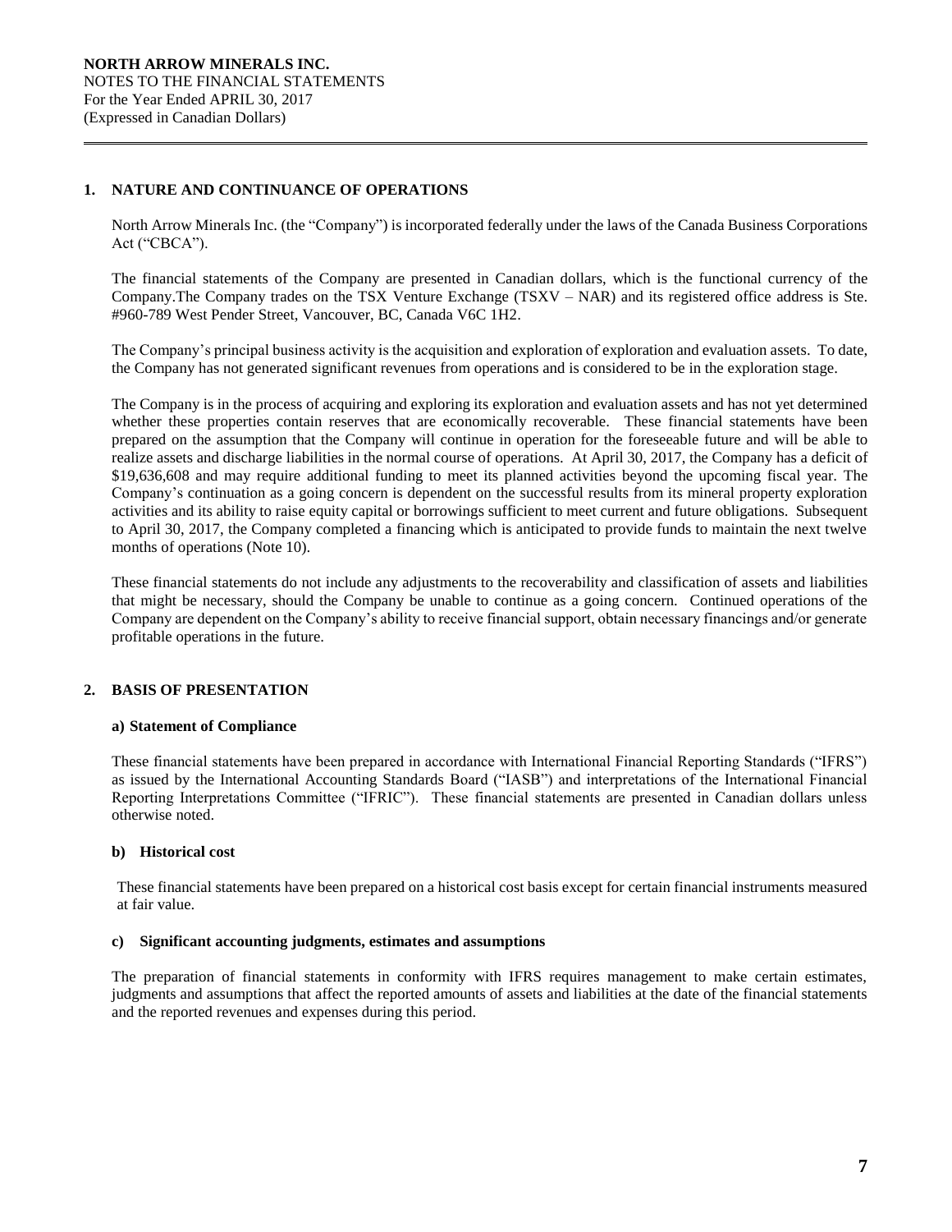## 1. NATURE AND CONTINUANCE OF OPERATIONS

North Arrow Minerals Inc. (the "Company") is incorporated federally under the laws of the Canada Business Corporations Act ("CBCA").

The financial statements of the Company are presented in Canadian dollars, which is the functional currency of the Company.The Company trades on the TSX Venture Exchange (TSXV – NAR) and its registered office address is Ste. #960-789 West Pender Street, Vancouver, BC, Canada V6C 1H2.

The Company's principal business activity is the acquisition and exploration of exploration and evaluation assets. To date, the Company has not generated significant revenues from operations and is considered to be in the exploration stage.

The Company is in the process of acquiring and exploring its exploration and evaluation assets and has not yet determined whether these properties contain reserves that are economically recoverable. These financial statements have been prepared on the assumption that the Company will continue in operation for the foreseeable future and will be able to realize assets and discharge liabilities in the normal course of operations. At April 30, 2017, the Company has a deficit of $19,636,608 and may require additional funding to meet its planned activities beyond the upcoming fiscal year. The Company's continuation as a going concern is dependent on the successful results from its mineral property exploration activities and its ability to raise equity capital or borrowings sufficient to meet current and future obligations. Subsequent to April 30, 2017, the Company completed a financing which is anticipated to provide funds to maintain the next twelve months of operations (Note 10).

These financial statements do not include any adjustments to the recoverability and classification of assets and liabilities that might be necessary, should the Company be unable to continue as a going concern. Continued operations of the Company are dependent on the Company's ability to receive financial support, obtain necessary financings and/or generate profitable operations in the future.

## 2. BASIS OF PRESENTATION

### a) Statement of Compliance

These financial statements have been prepared in accordance with International Financial Reporting Standards ("IFRS") as issued by the International Accounting Standards Board ("IASB") and interpretations of the International Financial Reporting Interpretations Committee ("IFRIC"). These financial statements are presented in Canadian dollars unless otherwise noted.

### b) Historical cost

These financial statements have been prepared on a historical cost basis except for certain financial instruments measured at fair value.

### c) Significant accounting judgments, estimates and assumptions

The preparation of financial statements in conformity with IFRS requires management to make certain estimates, judgments and assumptions that affect the reported amounts of assets and liabilities at the date of the financial statements and the reported revenues and expenses during this period.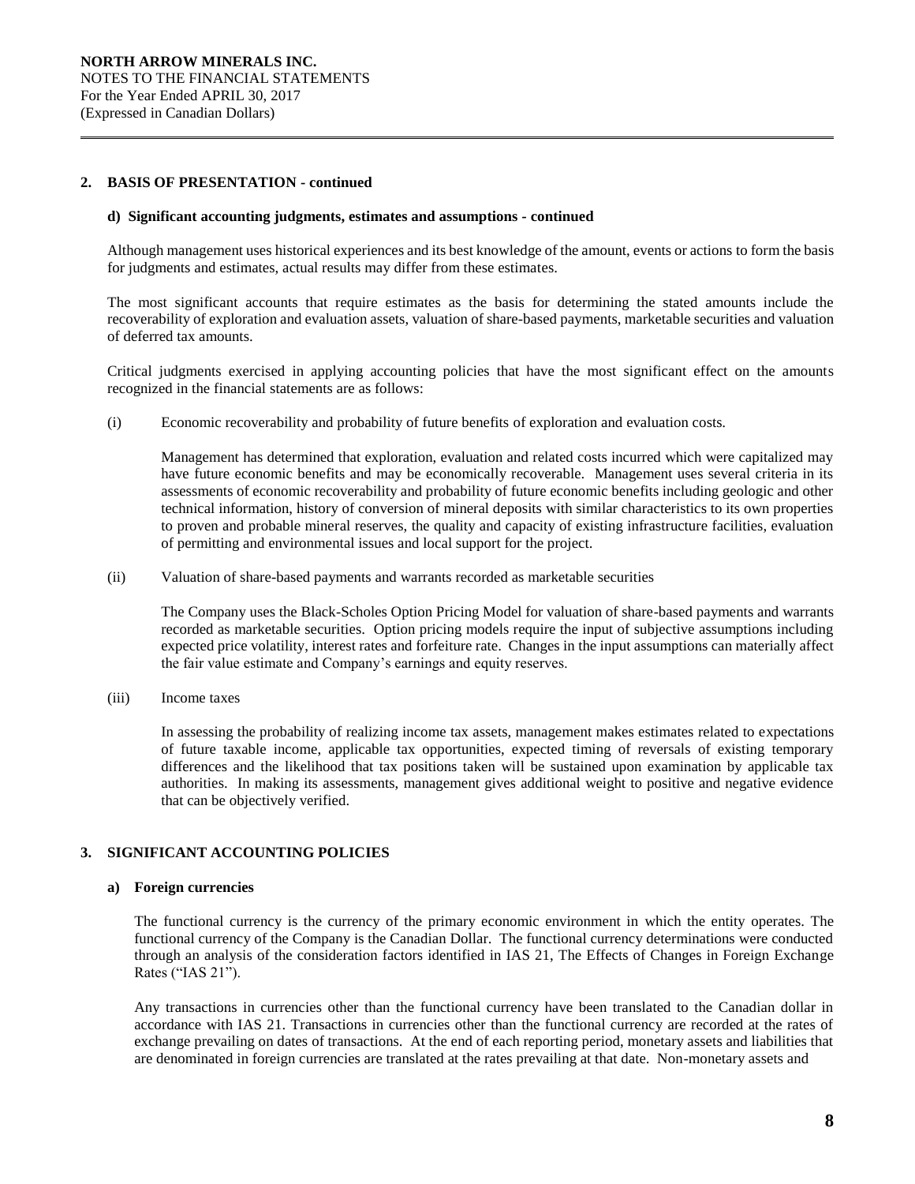## 2. BASIS OF PRESENTATION - continued

### d) Significant accounting judgments, estimates and assumptions - continued

Although management uses historical experiences and its best knowledge of the amount, events or actions to form the basis for judgments and estimates, actual results may differ from these estimates.

The most significant accounts that require estimates as the basis for determining the stated amounts include the recoverability of exploration and evaluation assets, valuation of share-based payments, marketable securities and valuation of deferred tax amounts.

Critical judgments exercised in applying accounting policies that have the most significant effect on the amounts recognized in the financial statements are as follows:

(i) Economic recoverability and probability of future benefits of exploration and evaluation costs.

Management has determined that exploration, evaluation and related costs incurred which were capitalized may have future economic benefits and may be economically recoverable. Management uses several criteria in its assessments of economic recoverability and probability of future economic benefits including geologic and other technical information, history of conversion of mineral deposits with similar characteristics to its own properties to proven and probable mineral reserves, the quality and capacity of existing infrastructure facilities, evaluation of permitting and environmental issues and local support for the project.

(ii) Valuation of share-based payments and warrants recorded as marketable securities

The Company uses the Black-Scholes Option Pricing Model for valuation of share-based payments and warrants recorded as marketable securities. Option pricing models require the input of subjective assumptions including expected price volatility, interest rates and forfeiture rate. Changes in the input assumptions can materially affect the fair value estimate and Company's earnings and equity reserves.

(iii) Income taxes

In assessing the probability of realizing income tax assets, management makes estimates related to expectations of future taxable income, applicable tax opportunities, expected timing of reversals of existing temporary differences and the likelihood that tax positions taken will be sustained upon examination by applicable tax authorities. In making its assessments, management gives additional weight to positive and negative evidence that can be objectively verified.

## 3. SIGNIFICANT ACCOUNTING POLICIES

### a) Foreign currencies

The functional currency is the currency of the primary economic environment in which the entity operates. The functional currency of the Company is the Canadian Dollar. The functional currency determinations were conducted through an analysis of the consideration factors identified in IAS 21, The Effects of Changes in Foreign Exchange Rates ("IAS 21").

Any transactions in currencies other than the functional currency have been translated to the Canadian dollar in accordance with IAS 21. Transactions in currencies other than the functional currency are recorded at the rates of exchange prevailing on dates of transactions. At the end of each reporting period, monetary assets and liabilities that are denominated in foreign currencies are translated at the rates prevailing at that date. Non-monetary assets and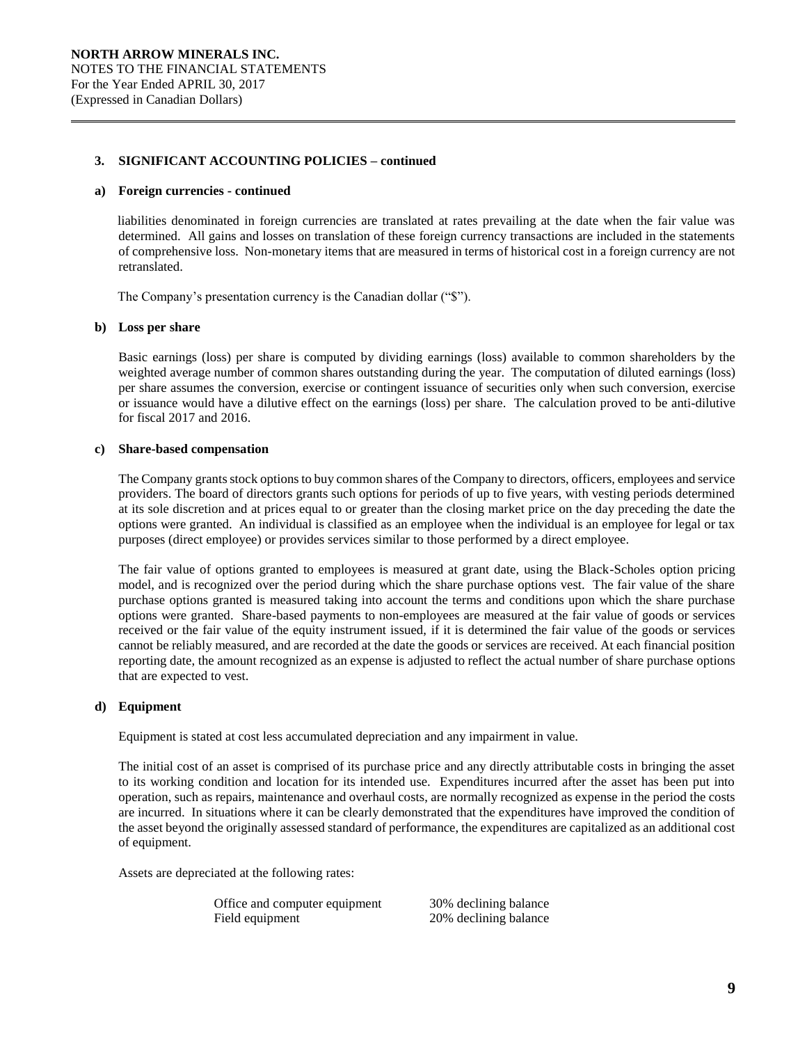## 3. SIGNIFICANT ACCOUNTING POLICIES – continued

### a) Foreign currencies - continued

liabilities denominated in foreign currencies are translated at rates prevailing at the date when the fair value was determined. All gains and losses on translation of these foreign currency transactions are included in the statements of comprehensive loss. Non-monetary items that are measured in terms of historical cost in a foreign currency are not retranslated.

The Company's presentation currency is the Canadian dollar ("$").

### b) Loss per share

Basic earnings (loss) per share is computed by dividing earnings (loss) available to common shareholders by the weighted average number of common shares outstanding during the year. The computation of diluted earnings (loss) per share assumes the conversion, exercise or contingent issuance of securities only when such conversion, exercise or issuance would have a dilutive effect on the earnings (loss) per share. The calculation proved to be anti-dilutive for fiscal 2017 and 2016.

### c) Share-based compensation

The Company grants stock options to buy common shares of the Company to directors, officers, employees and service providers. The board of directors grants such options for periods of up to five years, with vesting periods determined at its sole discretion and at prices equal to or greater than the closing market price on the day preceding the date the options were granted. An individual is classified as an employee when the individual is an employee for legal or tax purposes (direct employee) or provides services similar to those performed by a direct employee.

The fair value of options granted to employees is measured at grant date, using the Black-Scholes option pricing model, and is recognized over the period during which the share purchase options vest. The fair value of the share purchase options granted is measured taking into account the terms and conditions upon which the share purchase options were granted. Share-based payments to non-employees are measured at the fair value of goods or services received or the fair value of the equity instrument issued, if it is determined the fair value of the goods or services cannot be reliably measured, and are recorded at the date the goods or services are received. At each financial position reporting date, the amount recognized as an expense is adjusted to reflect the actual number of share purchase options that are expected to vest.

### d) Equipment

Equipment is stated at cost less accumulated depreciation and any impairment in value.

The initial cost of an asset is comprised of its purchase price and any directly attributable costs in bringing the asset to its working condition and location for its intended use. Expenditures incurred after the asset has been put into operation, such as repairs, maintenance and overhaul costs, are normally recognized as expense in the period the costs are incurred. In situations where it can be clearly demonstrated that the expenditures have improved the condition of the asset beyond the originally assessed standard of performance, the expenditures are capitalized as an additional cost of equipment.

Assets are depreciated at the following rates:

| | |
|---|---|
| Office and computer equipment | 30% declining balance |
| Field equipment | 20% declining balance |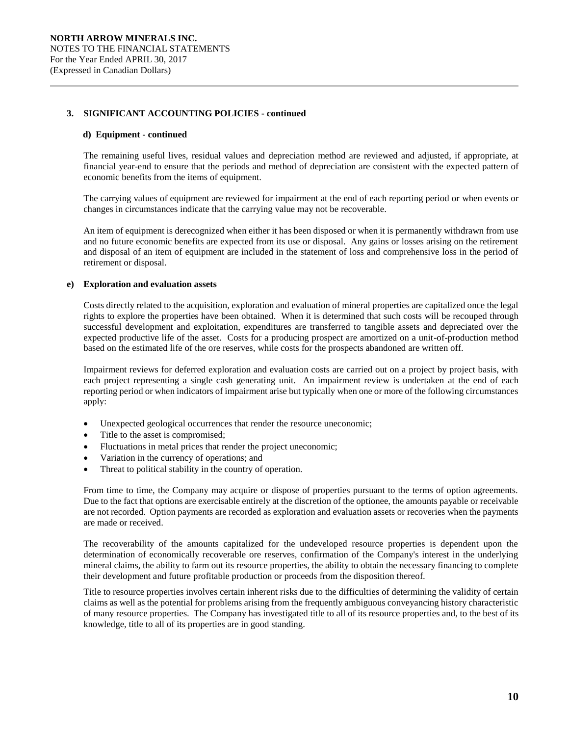## 3. SIGNIFICANT ACCOUNTING POLICIES - continued

### d) Equipment - continued

The remaining useful lives, residual values and depreciation method are reviewed and adjusted, if appropriate, at financial year-end to ensure that the periods and method of depreciation are consistent with the expected pattern of economic benefits from the items of equipment.

The carrying values of equipment are reviewed for impairment at the end of each reporting period or when events or changes in circumstances indicate that the carrying value may not be recoverable.

An item of equipment is derecognized when either it has been disposed or when it is permanently withdrawn from use and no future economic benefits are expected from its use or disposal. Any gains or losses arising on the retirement and disposal of an item of equipment are included in the statement of loss and comprehensive loss in the period of retirement or disposal.

### e) Exploration and evaluation assets

Costs directly related to the acquisition, exploration and evaluation of mineral properties are capitalized once the legal rights to explore the properties have been obtained. When it is determined that such costs will be recouped through successful development and exploitation, expenditures are transferred to tangible assets and depreciated over the expected productive life of the asset. Costs for a producing prospect are amortized on a unit-of-production method based on the estimated life of the ore reserves, while costs for the prospects abandoned are written off.

Impairment reviews for deferred exploration and evaluation costs are carried out on a project by project basis, with each project representing a single cash generating unit. An impairment review is undertaken at the end of each reporting period or when indicators of impairment arise but typically when one or more of the following circumstances apply:

- Unexpected geological occurrences that render the resource uneconomic;
- Title to the asset is compromised;
- Fluctuations in metal prices that render the project uneconomic;
- Variation in the currency of operations; and
- Threat to political stability in the country of operation.

From time to time, the Company may acquire or dispose of properties pursuant to the terms of option agreements. Due to the fact that options are exercisable entirely at the discretion of the optionee, the amounts payable or receivable are not recorded. Option payments are recorded as exploration and evaluation assets or recoveries when the payments are made or received.

The recoverability of the amounts capitalized for the undeveloped resource properties is dependent upon the determination of economically recoverable ore reserves, confirmation of the Company's interest in the underlying mineral claims, the ability to farm out its resource properties, the ability to obtain the necessary financing to complete their development and future profitable production or proceeds from the disposition thereof.

Title to resource properties involves certain inherent risks due to the difficulties of determining the validity of certain claims as well as the potential for problems arising from the frequently ambiguous conveyancing history characteristic of many resource properties. The Company has investigated title to all of its resource properties and, to the best of its knowledge, title to all of its properties are in good standing.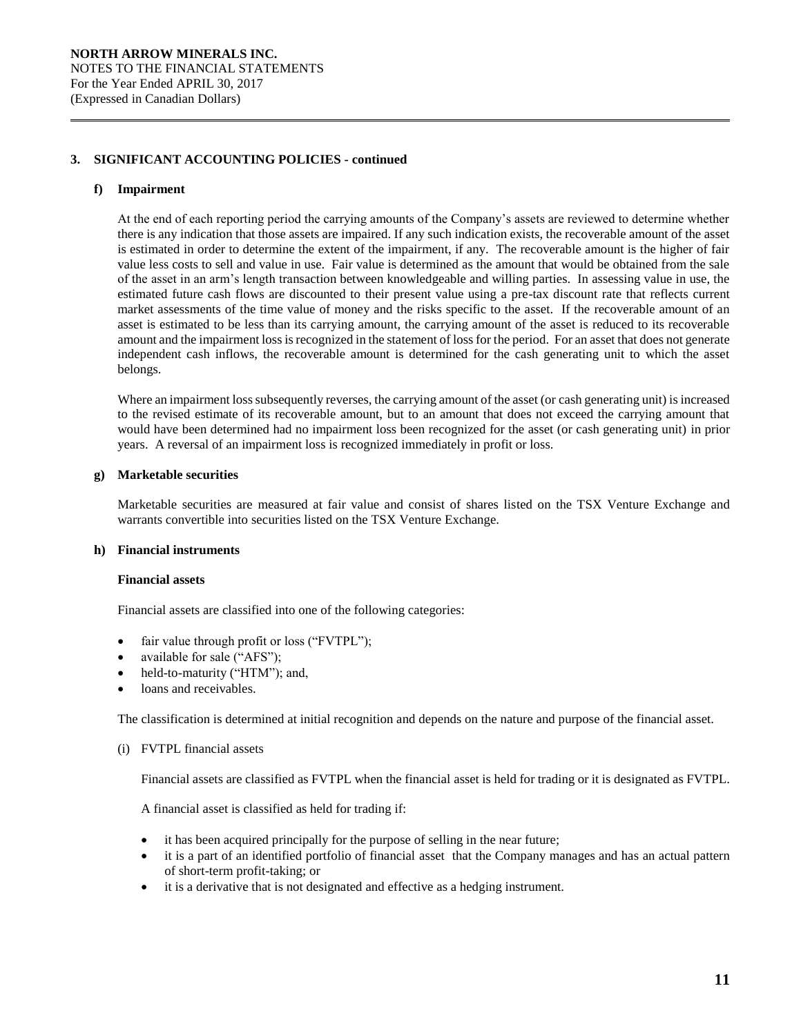## 3. SIGNIFICANT ACCOUNTING POLICIES - continued

### f) Impairment

At the end of each reporting period the carrying amounts of the Company's assets are reviewed to determine whether there is any indication that those assets are impaired. If any such indication exists, the recoverable amount of the asset is estimated in order to determine the extent of the impairment, if any. The recoverable amount is the higher of fair value less costs to sell and value in use. Fair value is determined as the amount that would be obtained from the sale of the asset in an arm's length transaction between knowledgeable and willing parties. In assessing value in use, the estimated future cash flows are discounted to their present value using a pre-tax discount rate that reflects current market assessments of the time value of money and the risks specific to the asset. If the recoverable amount of an asset is estimated to be less than its carrying amount, the carrying amount of the asset is reduced to its recoverable amount and the impairment loss is recognized in the statement of loss for the period. For an asset that does not generate independent cash inflows, the recoverable amount is determined for the cash generating unit to which the asset belongs.

Where an impairment loss subsequently reverses, the carrying amount of the asset (or cash generating unit) is increased to the revised estimate of its recoverable amount, but to an amount that does not exceed the carrying amount that would have been determined had no impairment loss been recognized for the asset (or cash generating unit) in prior years. A reversal of an impairment loss is recognized immediately in profit or loss.

### g) Marketable securities

Marketable securities are measured at fair value and consist of shares listed on the TSX Venture Exchange and warrants convertible into securities listed on the TSX Venture Exchange.

### h) Financial instruments

**Financial assets**

Financial assets are classified into one of the following categories:

- fair value through profit or loss ("FVTPL");
- available for sale ("AFS");
- held-to-maturity ("HTM"); and,
- loans and receivables.

The classification is determined at initial recognition and depends on the nature and purpose of the financial asset.

(i) FVTPL financial assets

Financial assets are classified as FVTPL when the financial asset is held for trading or it is designated as FVTPL.

A financial asset is classified as held for trading if:

- it has been acquired principally for the purpose of selling in the near future;
- it is a part of an identified portfolio of financial asset that the Company manages and has an actual pattern of short-term profit-taking; or
- it is a derivative that is not designated and effective as a hedging instrument.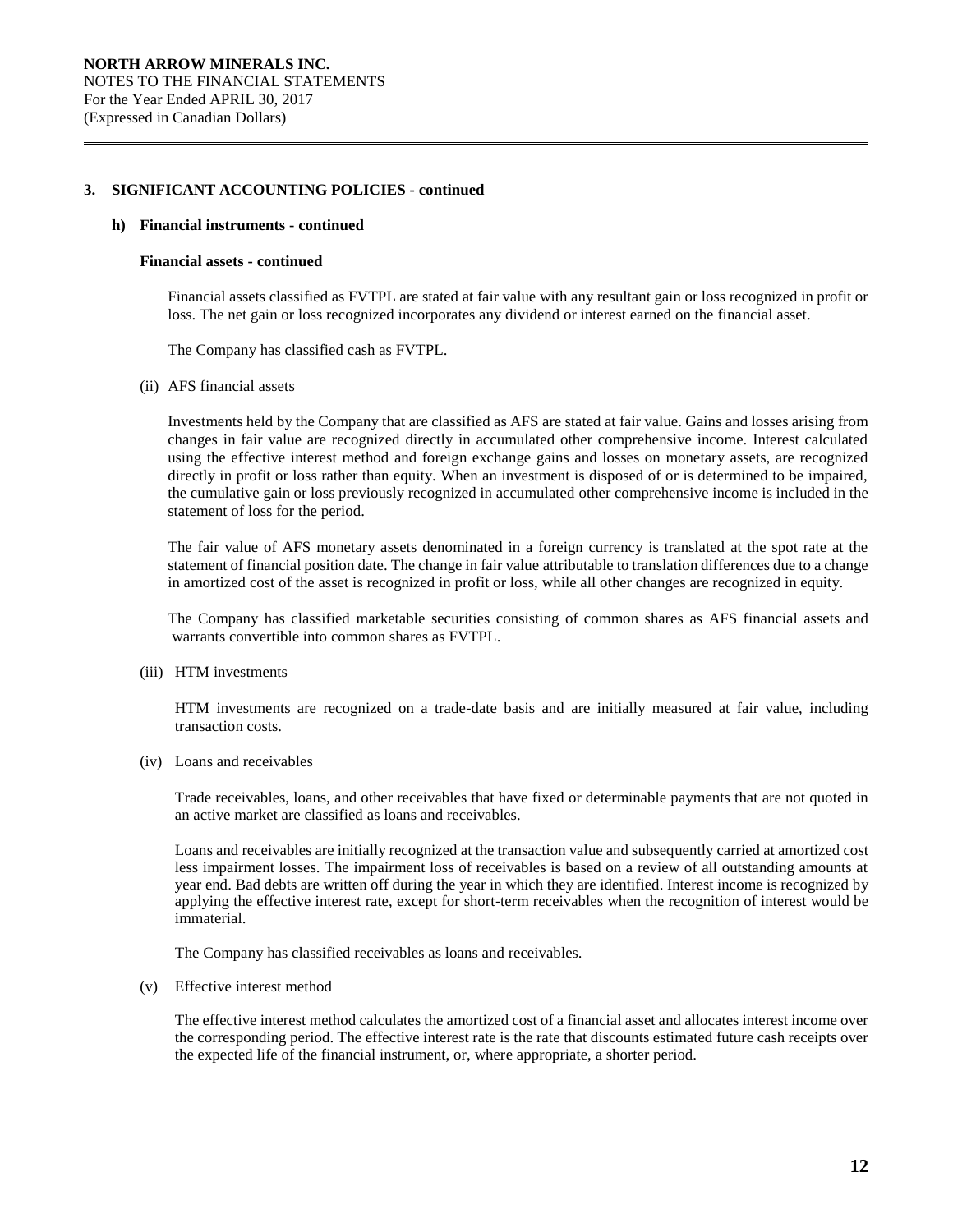## 3. SIGNIFICANT ACCOUNTING POLICIES - continued

### h) Financial instruments - continued

**Financial assets - continued**

Financial assets classified as FVTPL are stated at fair value with any resultant gain or loss recognized in profit or loss. The net gain or loss recognized incorporates any dividend or interest earned on the financial asset.

The Company has classified cash as FVTPL.

(ii) AFS financial assets

Investments held by the Company that are classified as AFS are stated at fair value. Gains and losses arising from changes in fair value are recognized directly in accumulated other comprehensive income. Interest calculated using the effective interest method and foreign exchange gains and losses on monetary assets, are recognized directly in profit or loss rather than equity. When an investment is disposed of or is determined to be impaired, the cumulative gain or loss previously recognized in accumulated other comprehensive income is included in the statement of loss for the period.

The fair value of AFS monetary assets denominated in a foreign currency is translated at the spot rate at the statement of financial position date. The change in fair value attributable to translation differences due to a change in amortized cost of the asset is recognized in profit or loss, while all other changes are recognized in equity.

The Company has classified marketable securities consisting of common shares as AFS financial assets and warrants convertible into common shares as FVTPL.

(iii) HTM investments

HTM investments are recognized on a trade-date basis and are initially measured at fair value, including transaction costs.

(iv) Loans and receivables

Trade receivables, loans, and other receivables that have fixed or determinable payments that are not quoted in an active market are classified as loans and receivables.

Loans and receivables are initially recognized at the transaction value and subsequently carried at amortized cost less impairment losses. The impairment loss of receivables is based on a review of all outstanding amounts at year end. Bad debts are written off during the year in which they are identified. Interest income is recognized by applying the effective interest rate, except for short-term receivables when the recognition of interest would be immaterial.

The Company has classified receivables as loans and receivables.

(v) Effective interest method

The effective interest method calculates the amortized cost of a financial asset and allocates interest income over the corresponding period. The effective interest rate is the rate that discounts estimated future cash receipts over the expected life of the financial instrument, or, where appropriate, a shorter period.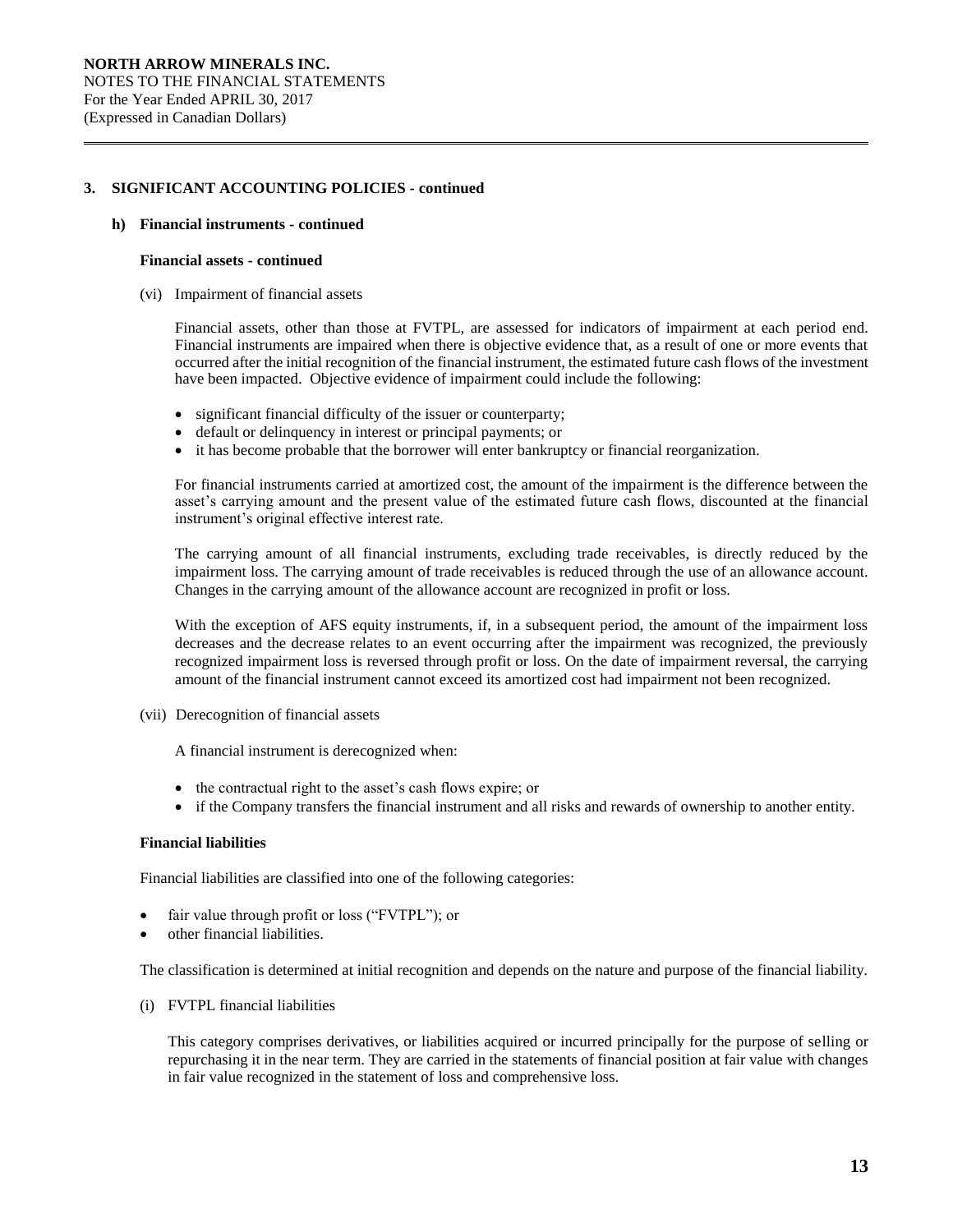## 3. SIGNIFICANT ACCOUNTING POLICIES - continued

### h) Financial instruments - continued

**Financial assets - continued**

(vi) Impairment of financial assets

Financial assets, other than those at FVTPL, are assessed for indicators of impairment at each period end. Financial instruments are impaired when there is objective evidence that, as a result of one or more events that occurred after the initial recognition of the financial instrument, the estimated future cash flows of the investment have been impacted. Objective evidence of impairment could include the following:

- significant financial difficulty of the issuer or counterparty;
- default or delinquency in interest or principal payments; or
- it has become probable that the borrower will enter bankruptcy or financial reorganization.

For financial instruments carried at amortized cost, the amount of the impairment is the difference between the asset's carrying amount and the present value of the estimated future cash flows, discounted at the financial instrument's original effective interest rate.

The carrying amount of all financial instruments, excluding trade receivables, is directly reduced by the impairment loss. The carrying amount of trade receivables is reduced through the use of an allowance account. Changes in the carrying amount of the allowance account are recognized in profit or loss.

With the exception of AFS equity instruments, if, in a subsequent period, the amount of the impairment loss decreases and the decrease relates to an event occurring after the impairment was recognized, the previously recognized impairment loss is reversed through profit or loss. On the date of impairment reversal, the carrying amount of the financial instrument cannot exceed its amortized cost had impairment not been recognized.

(vii) Derecognition of financial assets

A financial instrument is derecognized when:

- the contractual right to the asset's cash flows expire; or
- if the Company transfers the financial instrument and all risks and rewards of ownership to another entity.

**Financial liabilities**

Financial liabilities are classified into one of the following categories:

- fair value through profit or loss ("FVTPL"); or
- other financial liabilities.

The classification is determined at initial recognition and depends on the nature and purpose of the financial liability.

(i) FVTPL financial liabilities

This category comprises derivatives, or liabilities acquired or incurred principally for the purpose of selling or repurchasing it in the near term. They are carried in the statements of financial position at fair value with changes in fair value recognized in the statement of loss and comprehensive loss.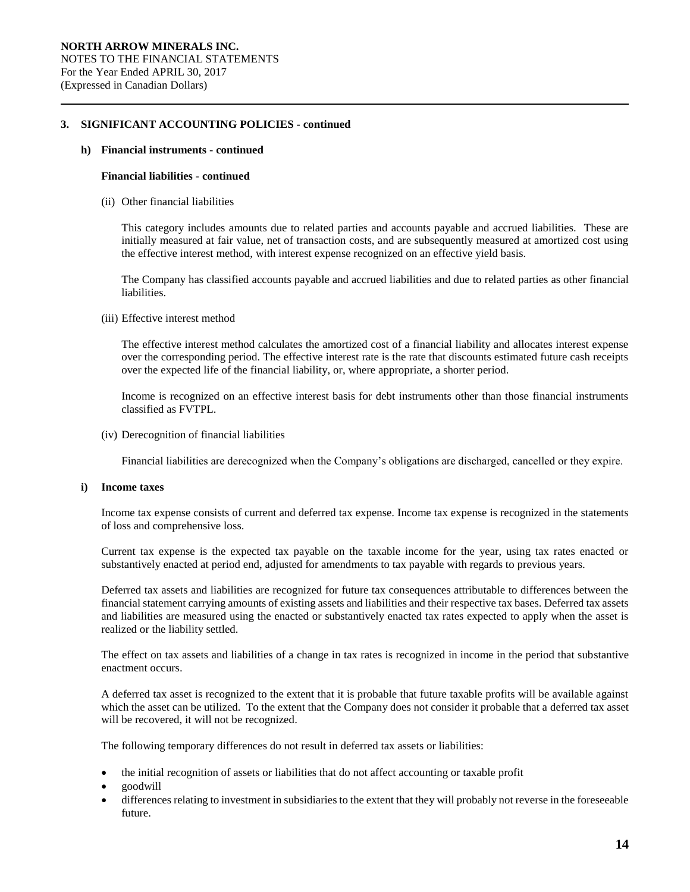## 3. SIGNIFICANT ACCOUNTING POLICIES - continued

### h) Financial instruments - continued

**Financial liabilities - continued**

(ii) Other financial liabilities

This category includes amounts due to related parties and accounts payable and accrued liabilities. These are initially measured at fair value, net of transaction costs, and are subsequently measured at amortized cost using the effective interest method, with interest expense recognized on an effective yield basis.

The Company has classified accounts payable and accrued liabilities and due to related parties as other financial liabilities.

(iii) Effective interest method

The effective interest method calculates the amortized cost of a financial liability and allocates interest expense over the corresponding period. The effective interest rate is the rate that discounts estimated future cash receipts over the expected life of the financial liability, or, where appropriate, a shorter period.

Income is recognized on an effective interest basis for debt instruments other than those financial instruments classified as FVTPL.

(iv) Derecognition of financial liabilities

Financial liabilities are derecognized when the Company's obligations are discharged, cancelled or they expire.

### i) Income taxes

Income tax expense consists of current and deferred tax expense. Income tax expense is recognized in the statements of loss and comprehensive loss.

Current tax expense is the expected tax payable on the taxable income for the year, using tax rates enacted or substantively enacted at period end, adjusted for amendments to tax payable with regards to previous years.

Deferred tax assets and liabilities are recognized for future tax consequences attributable to differences between the financial statement carrying amounts of existing assets and liabilities and their respective tax bases. Deferred tax assets and liabilities are measured using the enacted or substantively enacted tax rates expected to apply when the asset is realized or the liability settled.

The effect on tax assets and liabilities of a change in tax rates is recognized in income in the period that substantive enactment occurs.

A deferred tax asset is recognized to the extent that it is probable that future taxable profits will be available against which the asset can be utilized. To the extent that the Company does not consider it probable that a deferred tax asset will be recovered, it will not be recognized.

The following temporary differences do not result in deferred tax assets or liabilities:

- the initial recognition of assets or liabilities that do not affect accounting or taxable profit
- goodwill
- differences relating to investment in subsidiaries to the extent that they will probably not reverse in the foreseeable future.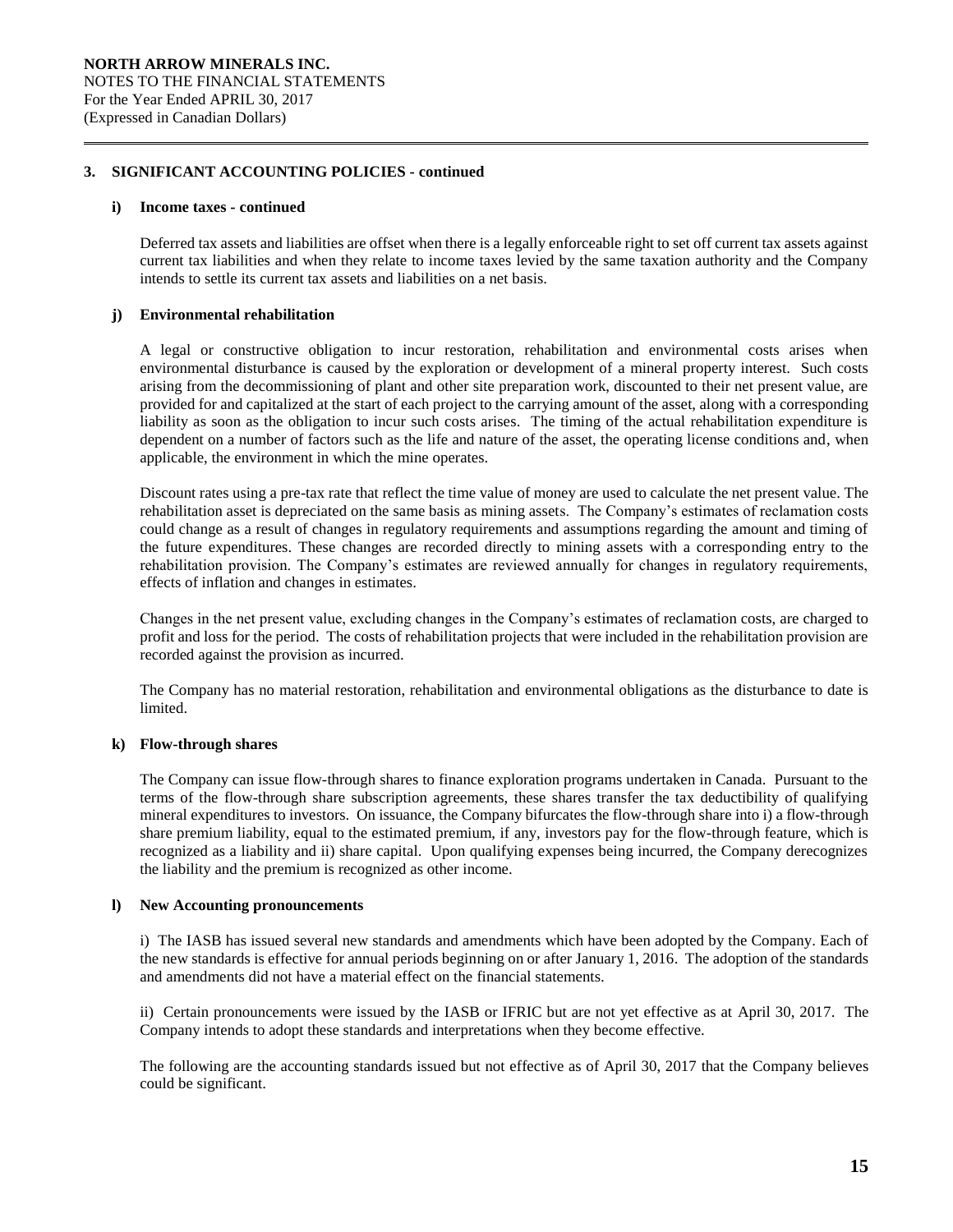## 3. SIGNIFICANT ACCOUNTING POLICIES - continued

### i) Income taxes - continued

Deferred tax assets and liabilities are offset when there is a legally enforceable right to set off current tax assets against current tax liabilities and when they relate to income taxes levied by the same taxation authority and the Company intends to settle its current tax assets and liabilities on a net basis.

### j) Environmental rehabilitation

A legal or constructive obligation to incur restoration, rehabilitation and environmental costs arises when environmental disturbance is caused by the exploration or development of a mineral property interest. Such costs arising from the decommissioning of plant and other site preparation work, discounted to their net present value, are provided for and capitalized at the start of each project to the carrying amount of the asset, along with a corresponding liability as soon as the obligation to incur such costs arises. The timing of the actual rehabilitation expenditure is dependent on a number of factors such as the life and nature of the asset, the operating license conditions and, when applicable, the environment in which the mine operates.

Discount rates using a pre-tax rate that reflect the time value of money are used to calculate the net present value. The rehabilitation asset is depreciated on the same basis as mining assets. The Company's estimates of reclamation costs could change as a result of changes in regulatory requirements and assumptions regarding the amount and timing of the future expenditures. These changes are recorded directly to mining assets with a corresponding entry to the rehabilitation provision. The Company's estimates are reviewed annually for changes in regulatory requirements, effects of inflation and changes in estimates.

Changes in the net present value, excluding changes in the Company's estimates of reclamation costs, are charged to profit and loss for the period. The costs of rehabilitation projects that were included in the rehabilitation provision are recorded against the provision as incurred.

The Company has no material restoration, rehabilitation and environmental obligations as the disturbance to date is limited.

### k) Flow-through shares

The Company can issue flow-through shares to finance exploration programs undertaken in Canada. Pursuant to the terms of the flow-through share subscription agreements, these shares transfer the tax deductibility of qualifying mineral expenditures to investors. On issuance, the Company bifurcates the flow-through share into i) a flow-through share premium liability, equal to the estimated premium, if any, investors pay for the flow-through feature, which is recognized as a liability and ii) share capital. Upon qualifying expenses being incurred, the Company derecognizes the liability and the premium is recognized as other income.

### l) New Accounting pronouncements

i) The IASB has issued several new standards and amendments which have been adopted by the Company. Each of the new standards is effective for annual periods beginning on or after January 1, 2016. The adoption of the standards and amendments did not have a material effect on the financial statements.

ii) Certain pronouncements were issued by the IASB or IFRIC but are not yet effective as at April 30, 2017. The Company intends to adopt these standards and interpretations when they become effective.

The following are the accounting standards issued but not effective as of April 30, 2017 that the Company believes could be significant.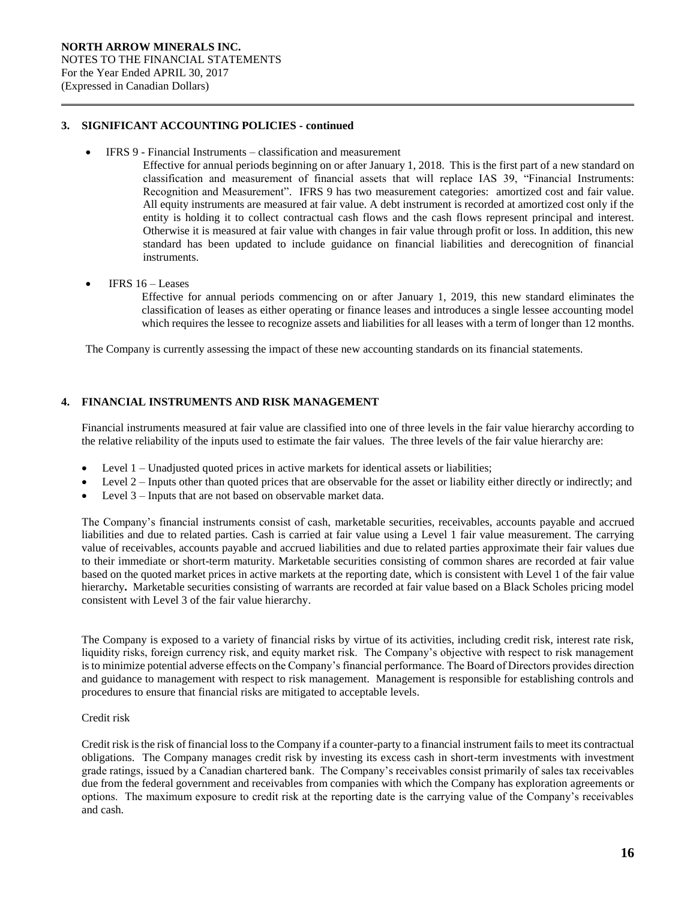## 3. SIGNIFICANT ACCOUNTING POLICIES - continued

- IFRS 9 - Financial Instruments – classification and measurement

  Effective for annual periods beginning on or after January 1, 2018. This is the first part of a new standard on classification and measurement of financial assets that will replace IAS 39, "Financial Instruments: Recognition and Measurement". IFRS 9 has two measurement categories: amortized cost and fair value. All equity instruments are measured at fair value. A debt instrument is recorded at amortized cost only if the entity is holding it to collect contractual cash flows and the cash flows represent principal and interest. Otherwise it is measured at fair value with changes in fair value through profit or loss. In addition, this new standard has been updated to include guidance on financial liabilities and derecognition of financial instruments.

- IFRS 16 – Leases

  Effective for annual periods commencing on or after January 1, 2019, this new standard eliminates the classification of leases as either operating or finance leases and introduces a single lessee accounting model which requires the lessee to recognize assets and liabilities for all leases with a term of longer than 12 months.

The Company is currently assessing the impact of these new accounting standards on its financial statements.

## 4. FINANCIAL INSTRUMENTS AND RISK MANAGEMENT

Financial instruments measured at fair value are classified into one of three levels in the fair value hierarchy according to the relative reliability of the inputs used to estimate the fair values. The three levels of the fair value hierarchy are:

- Level 1 – Unadjusted quoted prices in active markets for identical assets or liabilities;
- Level 2 – Inputs other than quoted prices that are observable for the asset or liability either directly or indirectly; and
- Level 3 – Inputs that are not based on observable market data.

The Company's financial instruments consist of cash, marketable securities, receivables, accounts payable and accrued liabilities and due to related parties. Cash is carried at fair value using a Level 1 fair value measurement. The carrying value of receivables, accounts payable and accrued liabilities and due to related parties approximate their fair values due to their immediate or short-term maturity. Marketable securities consisting of common shares are recorded at fair value based on the quoted market prices in active markets at the reporting date, which is consistent with Level 1 of the fair value hierarchy**.** Marketable securities consisting of warrants are recorded at fair value based on a Black Scholes pricing model consistent with Level 3 of the fair value hierarchy.

The Company is exposed to a variety of financial risks by virtue of its activities, including credit risk, interest rate risk, liquidity risks, foreign currency risk, and equity market risk. The Company's objective with respect to risk management is to minimize potential adverse effects on the Company's financial performance. The Board of Directors provides direction and guidance to management with respect to risk management. Management is responsible for establishing controls and procedures to ensure that financial risks are mitigated to acceptable levels.

Credit risk

Credit risk is the risk of financial loss to the Company if a counter-party to a financial instrument fails to meet its contractual obligations. The Company manages credit risk by investing its excess cash in short-term investments with investment grade ratings, issued by a Canadian chartered bank. The Company's receivables consist primarily of sales tax receivables due from the federal government and receivables from companies with which the Company has exploration agreements or options. The maximum exposure to credit risk at the reporting date is the carrying value of the Company's receivables and cash.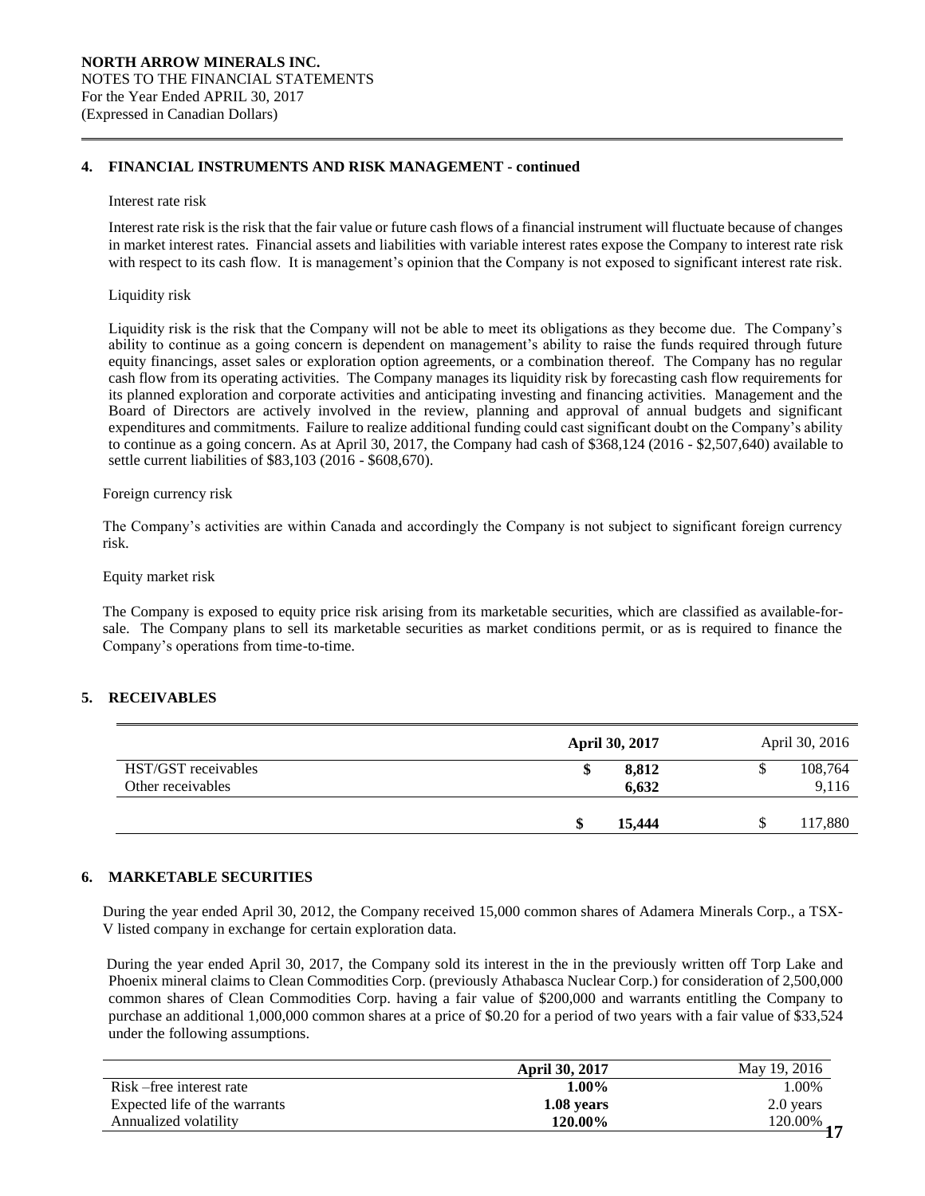## 4. FINANCIAL INSTRUMENTS AND RISK MANAGEMENT - continued

Interest rate risk

Interest rate risk is the risk that the fair value or future cash flows of a financial instrument will fluctuate because of changes in market interest rates. Financial assets and liabilities with variable interest rates expose the Company to interest rate risk with respect to its cash flow. It is management's opinion that the Company is not exposed to significant interest rate risk.

Liquidity risk

Liquidity risk is the risk that the Company will not be able to meet its obligations as they become due. The Company's ability to continue as a going concern is dependent on management's ability to raise the funds required through future equity financings, asset sales or exploration option agreements, or a combination thereof. The Company has no regular cash flow from its operating activities. The Company manages its liquidity risk by forecasting cash flow requirements for its planned exploration and corporate activities and anticipating investing and financing activities. Management and the Board of Directors are actively involved in the review, planning and approval of annual budgets and significant expenditures and commitments. Failure to realize additional funding could cast significant doubt on the Company's ability to continue as a going concern. As at April 30, 2017, the Company had cash of $368,124 (2016 - $2,507,640) available to settle current liabilities of $83,103 (2016 - $608,670).

Foreign currency risk

The Company's activities are within Canada and accordingly the Company is not subject to significant foreign currency risk.

Equity market risk

The Company is exposed to equity price risk arising from its marketable securities, which are classified as available-for-sale. The Company plans to sell its marketable securities as market conditions permit, or as is required to finance the Company's operations from time-to-time.

## 5. RECEIVABLES

| | **April 30, 2017** | April 30, 2016 |
|---|---|---|
| HST/GST receivables | **$ 8,812** | $ 108,764 |
| Other receivables | **6,632** | 9,116 |
| | **$ 15,444** | $ 117,880 |

## 6. MARKETABLE SECURITIES

During the year ended April 30, 2012, the Company received 15,000 common shares of Adamera Minerals Corp., a TSX-V listed company in exchange for certain exploration data.

During the year ended April 30, 2017, the Company sold its interest in the in the previously written off Torp Lake and Phoenix mineral claims to Clean Commodities Corp. (previously Athabasca Nuclear Corp.) for consideration of 2,500,000 common shares of Clean Commodities Corp. having a fair value of $200,000 and warrants entitling the Company to purchase an additional 1,000,000 common shares at a price of $0.20 for a period of two years with a fair value of $33,524 under the following assumptions.

| | **April 30, 2017** | May 19, 2016 |
|---|---|---|
| Risk –free interest rate | **1.00%** | 1.00% |
| Expected life of the warrants | **1.08 years** | 2.0 years |
| Annualized volatility | **120.00%** | 120.00% |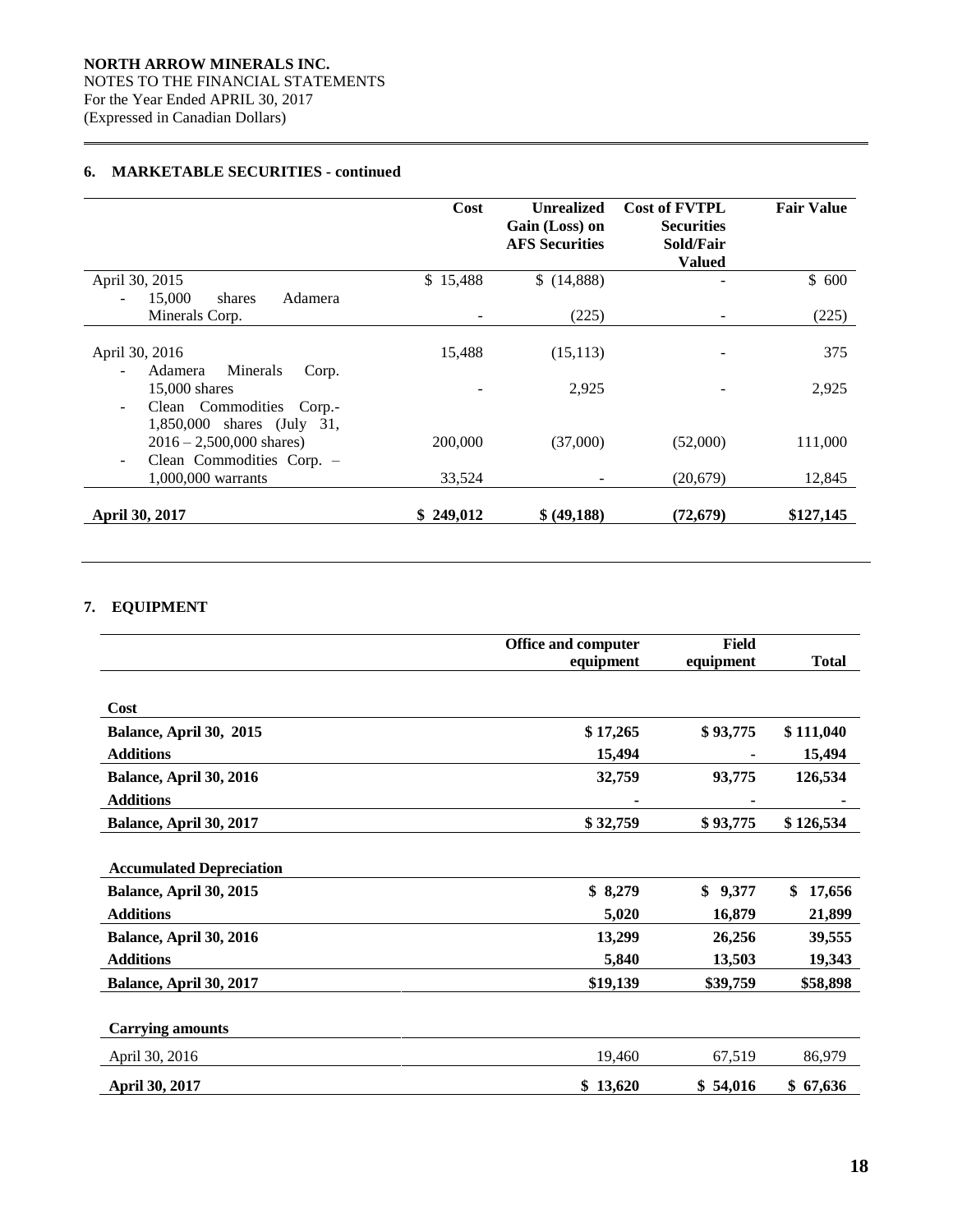NORTH ARROW MINERALS INC.
NOTES TO THE FINANCIAL STATEMENTS
For the Year Ended APRIL 30, 2017
(Expressed in Canadian Dollars)

## 6. MARKETABLE SECURITIES - continued

| | Cost | Unrealized Gain (Loss) on AFS Securities | Cost of FVTPL Securities Sold/Fair Valued | Fair Value |
|---|---|---|---|---|
| April 30, 2015 | $ 15,488 | $ (14,888) | - | $ 600 |
| - 15,000 shares Adamera Minerals Corp. | - | (225) | - | (225) |
| April 30, 2016 | 15,488 | (15,113) | - | 375 |
| - Adamera Minerals Corp. 15,000 shares | - | 2,925 | - | 2,925 |
| - Clean Commodities Corp.- 1,850,000 shares (July 31, 2016 – 2,500,000 shares) | 200,000 | (37,000) | (52,000) | 111,000 |
| - Clean Commodities Corp. – 1,000,000 warrants | 33,524 | - | (20,679) | 12,845 |
| **April 30, 2017** | **$ 249,012** | **$ (49,188)** | **(72,679)** | **$127,145** |

## 7. EQUIPMENT

| | Office and computer equipment | Field equipment | Total |
|---|---|---|---|
| **Cost** | | | |
| **Balance, April 30, 2015** | **$ 17,265** | **$ 93,775** | **$ 111,040** |
| **Additions** | **15,494** | **-** | **15,494** |
| **Balance, April 30, 2016** | **32,759** | **93,775** | **126,534** |
| **Additions** | **-** | **-** | **-** |
| **Balance, April 30, 2017** | **$ 32,759** | **$ 93,775** | **$ 126,534** |
| **Accumulated Depreciation** | | | |
| **Balance, April 30, 2015** | **$ 8,279** | **$ 9,377** | **$ 17,656** |
| **Additions** | **5,020** | **16,879** | **21,899** |
| **Balance, April 30, 2016** | **13,299** | **26,256** | **39,555** |
| **Additions** | **5,840** | **13,503** | **19,343** |
| **Balance, April 30, 2017** | **$19,139** | **$39,759** | **$58,898** |
| **Carrying amounts** | | | |
| April 30, 2016 | 19,460 | 67,519 | 86,979 |
| **April 30, 2017** | **$ 13,620** | **$ 54,016** | **$ 67,636** |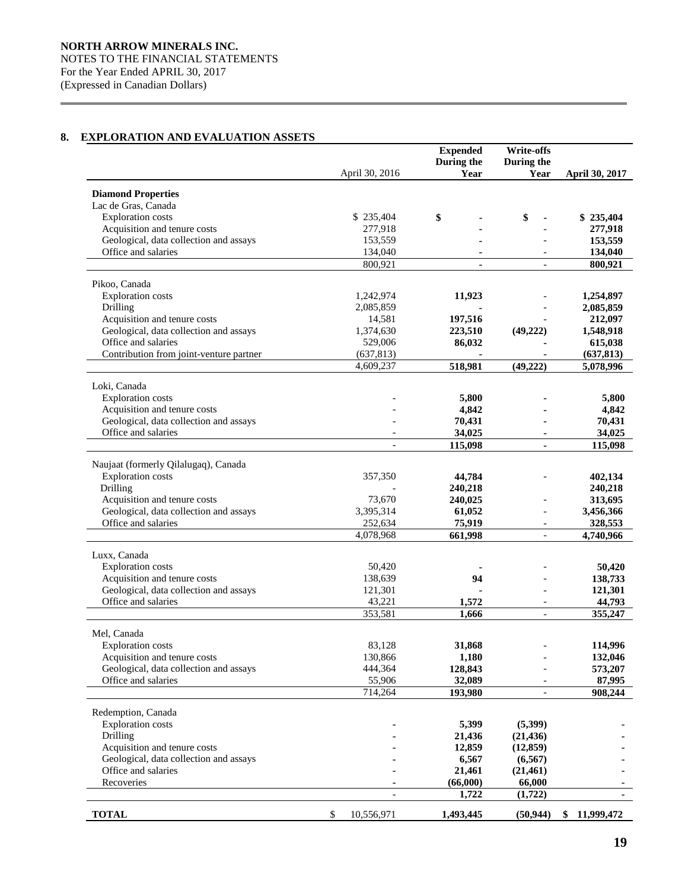**NORTH ARROW MINERALS INC.**
NOTES TO THE FINANCIAL STATEMENTS
For the Year Ended APRIL 30, 2017
(Expressed in Canadian Dollars)

## 8. EXPLORATION AND EVALUATION ASSETS

| | April 30, 2016 | Expended During the Year | Write-offs During the Year | April 30, 2017 |
|---|---|---|---|---|
| **Diamond Properties** | | | | |
| Lac de Gras, Canada | | | | |
| Exploration costs | $ 235,404 | $ - | $ - | $ 235,404 |
| Acquisition and tenure costs | 277,918 | - | - | 277,918 |
| Geological, data collection and assays | 153,559 | - | - | 153,559 |
| Office and salaries | 134,040 | - | - | 134,040 |
| | 800,921 | - | - | 800,921 |
| Pikoo, Canada | | | | |
| Exploration costs | 1,242,974 | 11,923 | - | 1,254,897 |
| Drilling | 2,085,859 | - | - | 2,085,859 |
| Acquisition and tenure costs | 14,581 | 197,516 | - | 212,097 |
| Geological, data collection and assays | 1,374,630 | 223,510 | (49,222) | 1,548,918 |
| Office and salaries | 529,006 | 86,032 | - | 615,038 |
| Contribution from joint-venture partner | (637,813) | - | - | (637,813) |
| | 4,609,237 | 518,981 | (49,222) | 5,078,996 |
| Loki, Canada | | | | |
| Exploration costs | - | 5,800 | - | 5,800 |
| Acquisition and tenure costs | - | 4,842 | - | 4,842 |
| Geological, data collection and assays | - | 70,431 | - | 70,431 |
| Office and salaries | - | 34,025 | - | 34,025 |
| | - | 115,098 | - | 115,098 |
| Naujaat (formerly Qilalugaq), Canada | | | | |
| Exploration costs | 357,350 | 44,784 | - | 402,134 |
| Drilling | - | 240,218 | | 240,218 |
| Acquisition and tenure costs | 73,670 | 240,025 | - | 313,695 |
| Geological, data collection and assays | 3,395,314 | 61,052 | - | 3,456,366 |
| Office and salaries | 252,634 | 75,919 | - | 328,553 |
| | 4,078,968 | 661,998 | - | 4,740,966 |
| Luxx, Canada | | | | |
| Exploration costs | 50,420 | - | - | 50,420 |
| Acquisition and tenure costs | 138,639 | 94 | - | 138,733 |
| Geological, data collection and assays | 121,301 | - | - | 121,301 |
| Office and salaries | 43,221 | 1,572 | - | 44,793 |
| | 353,581 | 1,666 | - | 355,247 |
| Mel, Canada | | | | |
| Exploration costs | 83,128 | 31,868 | - | 114,996 |
| Acquisition and tenure costs | 130,866 | 1,180 | - | 132,046 |
| Geological, data collection and assays | 444,364 | 128,843 | - | 573,207 |
| Office and salaries | 55,906 | 32,089 | - | 87,995 |
| | 714,264 | 193,980 | - | 908,244 |
| Redemption, Canada | | | | |
| Exploration costs | - | 5,399 | (5,399) | - |
| Drilling | - | 21,436 | (21,436) | - |
| Acquisition and tenure costs | - | 12,859 | (12,859) | - |
| Geological, data collection and assays | - | 6,567 | (6,567) | - |
| Office and salaries | - | 21,461 | (21,461) | - |
| Recoveries | - | (66,000) | 66,000 | - |
| | - | 1,722 | (1,722) | - |
| **TOTAL** | $ 10,556,971 | 1,493,445 | (50,944) | $ 11,999,472 |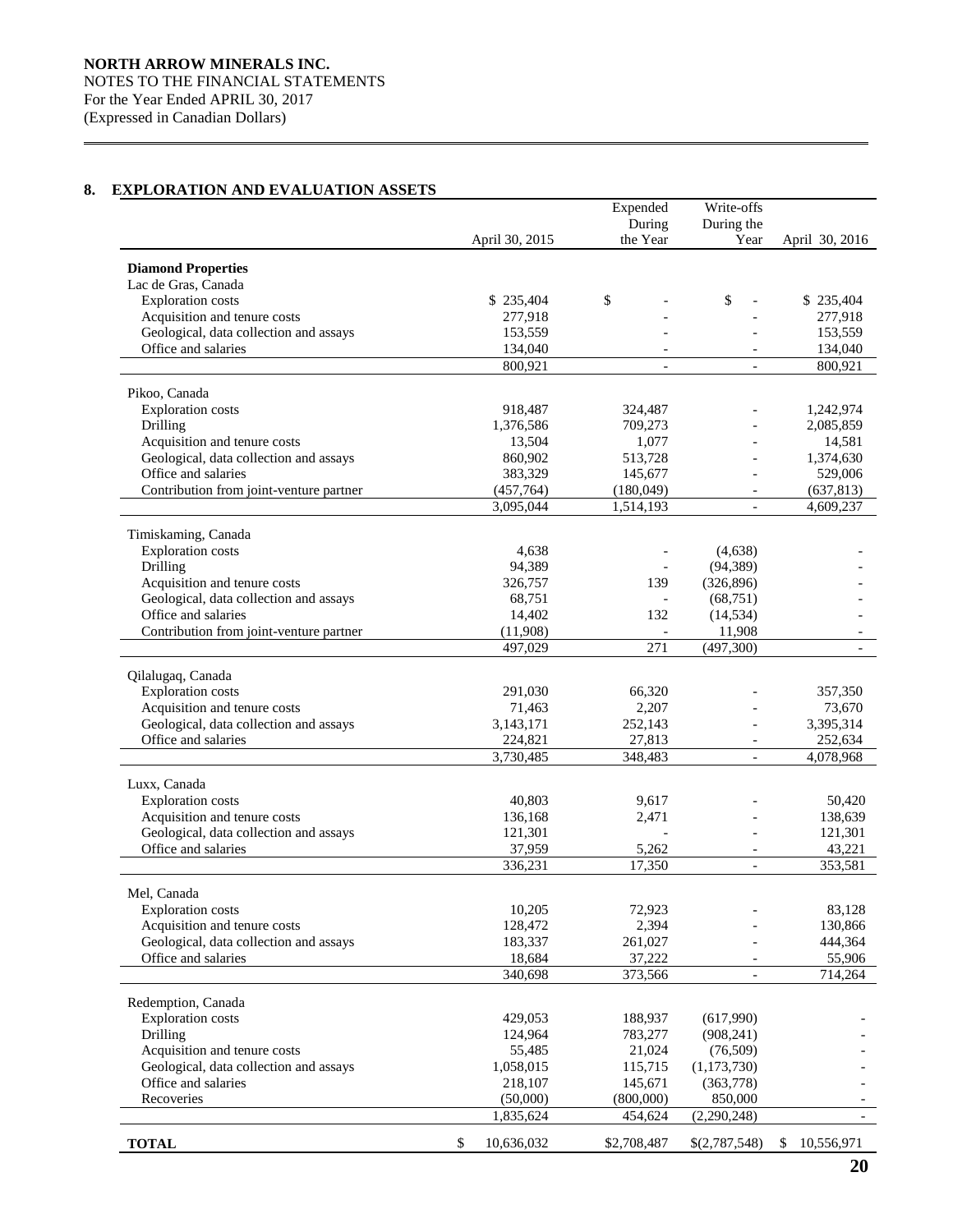**NORTH ARROW MINERALS INC.**
NOTES TO THE FINANCIAL STATEMENTS
For the Year Ended APRIL 30, 2017
(Expressed in Canadian Dollars)

## 8. EXPLORATION AND EVALUATION ASSETS

| | April 30, 2015 | Expended During the Year | Write-offs During the Year | April 30, 2016 |
|---|---|---|---|---|
| **Diamond Properties** | | | | |
| Lac de Gras, Canada | | | | |
| Exploration costs | $ 235,404 | $ - | $ - | $ 235,404 |
| Acquisition and tenure costs | 277,918 | - | - | 277,918 |
| Geological, data collection and assays | 153,559 | - | - | 153,559 |
| Office and salaries | 134,040 | - | - | 134,040 |
| | 800,921 | - | - | 800,921 |
| Pikoo, Canada | | | | |
| Exploration costs | 918,487 | 324,487 | - | 1,242,974 |
| Drilling | 1,376,586 | 709,273 | - | 2,085,859 |
| Acquisition and tenure costs | 13,504 | 1,077 | - | 14,581 |
| Geological, data collection and assays | 860,902 | 513,728 | - | 1,374,630 |
| Office and salaries | 383,329 | 145,677 | - | 529,006 |
| Contribution from joint-venture partner | (457,764) | (180,049) | - | (637,813) |
| | 3,095,044 | 1,514,193 | - | 4,609,237 |
| Timiskaming, Canada | | | | |
| Exploration costs | 4,638 | - | (4,638) | - |
| Drilling | 94,389 | - | (94,389) | - |
| Acquisition and tenure costs | 326,757 | 139 | (326,896) | - |
| Geological, data collection and assays | 68,751 | - | (68,751) | - |
| Office and salaries | 14,402 | 132 | (14,534) | - |
| Contribution from joint-venture partner | (11,908) | - | 11,908 | - |
| | 497,029 | 271 | (497,300) | - |
| Qilalugaq, Canada | | | | |
| Exploration costs | 291,030 | 66,320 | - | 357,350 |
| Acquisition and tenure costs | 71,463 | 2,207 | - | 73,670 |
| Geological, data collection and assays | 3,143,171 | 252,143 | - | 3,395,314 |
| Office and salaries | 224,821 | 27,813 | - | 252,634 |
| | 3,730,485 | 348,483 | - | 4,078,968 |
| Luxx, Canada | | | | |
| Exploration costs | 40,803 | 9,617 | - | 50,420 |
| Acquisition and tenure costs | 136,168 | 2,471 | - | 138,639 |
| Geological, data collection and assays | 121,301 | - | - | 121,301 |
| Office and salaries | 37,959 | 5,262 | - | 43,221 |
| | 336,231 | 17,350 | - | 353,581 |
| Mel, Canada | | | | |
| Exploration costs | 10,205 | 72,923 | - | 83,128 |
| Acquisition and tenure costs | 128,472 | 2,394 | - | 130,866 |
| Geological, data collection and assays | 183,337 | 261,027 | - | 444,364 |
| Office and salaries | 18,684 | 37,222 | - | 55,906 |
| | 340,698 | 373,566 | - | 714,264 |
| Redemption, Canada | | | | |
| Exploration costs | 429,053 | 188,937 | (617,990) | - |
| Drilling | 124,964 | 783,277 | (908,241) | - |
| Acquisition and tenure costs | 55,485 | 21,024 | (76,509) | - |
| Geological, data collection and assays | 1,058,015 | 115,715 | (1,173,730) | - |
| Office and salaries | 218,107 | 145,671 | (363,778) | - |
| Recoveries | (50,000) | (800,000) | 850,000 | - |
| | 1,835,624 | 454,624 | (2,290,248) | - |
| **TOTAL** | $ 10,636,032 | $2,708,487 | $(2,787,548) | $ 10,556,971 |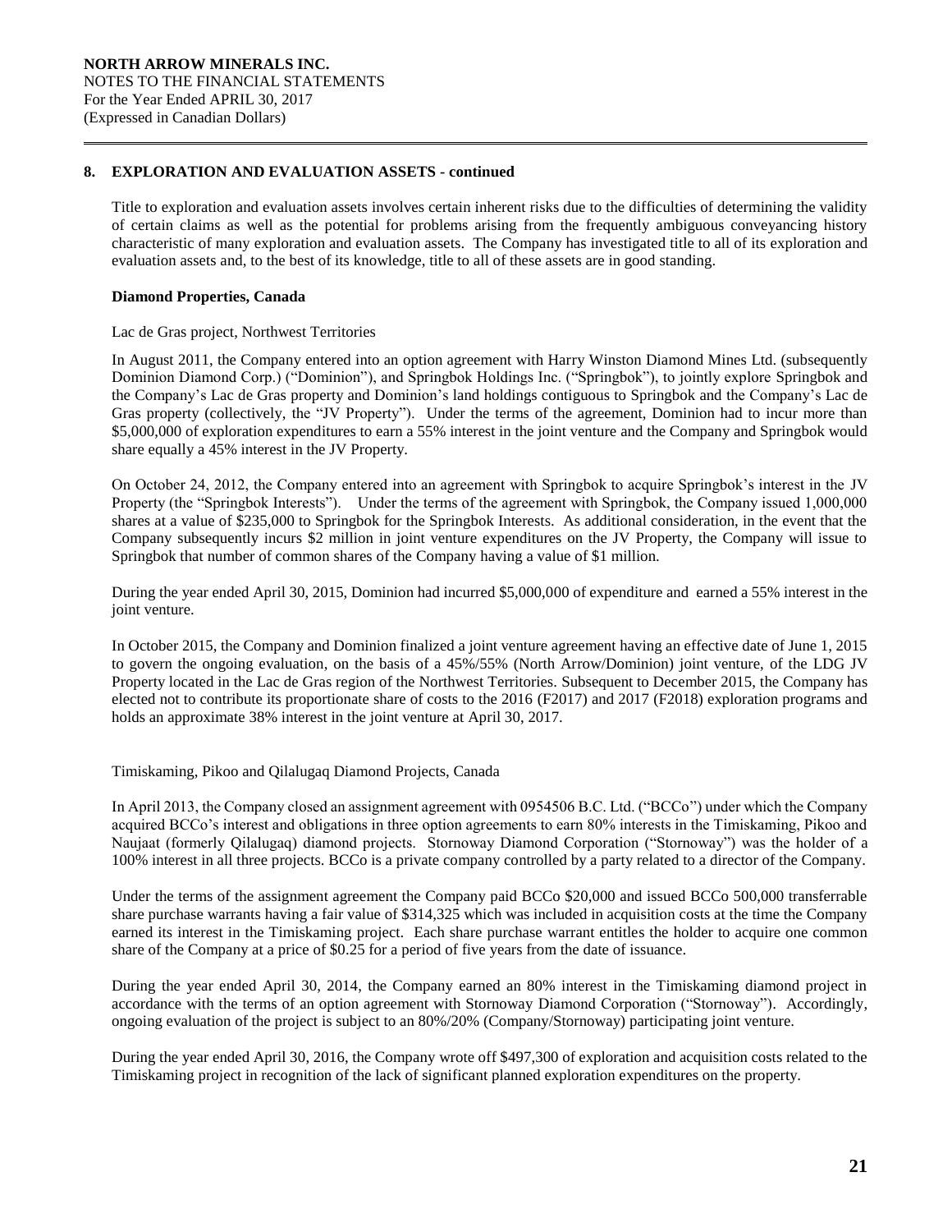**8. EXPLORATION AND EVALUATION ASSETS - continued**

Title to exploration and evaluation assets involves certain inherent risks due to the difficulties of determining the validity of certain claims as well as the potential for problems arising from the frequently ambiguous conveyancing history characteristic of many exploration and evaluation assets. The Company has investigated title to all of its exploration and evaluation assets and, to the best of its knowledge, title to all of these assets are in good standing.

**Diamond Properties, Canada**

Lac de Gras project, Northwest Territories

In August 2011, the Company entered into an option agreement with Harry Winston Diamond Mines Ltd. (subsequently Dominion Diamond Corp.) ("Dominion"), and Springbok Holdings Inc. ("Springbok"), to jointly explore Springbok and the Company's Lac de Gras property and Dominion's land holdings contiguous to Springbok and the Company's Lac de Gras property (collectively, the "JV Property"). Under the terms of the agreement, Dominion had to incur more than $5,000,000 of exploration expenditures to earn a 55% interest in the joint venture and the Company and Springbok would share equally a 45% interest in the JV Property.

On October 24, 2012, the Company entered into an agreement with Springbok to acquire Springbok's interest in the JV Property (the "Springbok Interests"). Under the terms of the agreement with Springbok, the Company issued 1,000,000 shares at a value of $235,000 to Springbok for the Springbok Interests. As additional consideration, in the event that the Company subsequently incurs $2 million in joint venture expenditures on the JV Property, the Company will issue to Springbok that number of common shares of the Company having a value of $1 million.

During the year ended April 30, 2015, Dominion had incurred $5,000,000 of expenditure and earned a 55% interest in the joint venture.

In October 2015, the Company and Dominion finalized a joint venture agreement having an effective date of June 1, 2015 to govern the ongoing evaluation, on the basis of a 45%/55% (North Arrow/Dominion) joint venture, of the LDG JV Property located in the Lac de Gras region of the Northwest Territories. Subsequent to December 2015, the Company has elected not to contribute its proportionate share of costs to the 2016 (F2017) and 2017 (F2018) exploration programs and holds an approximate 38% interest in the joint venture at April 30, 2017.

Timiskaming, Pikoo and Qilalugaq Diamond Projects, Canada

In April 2013, the Company closed an assignment agreement with 0954506 B.C. Ltd. ("BCCo") under which the Company acquired BCCo's interest and obligations in three option agreements to earn 80% interests in the Timiskaming, Pikoo and Naujaat (formerly Qilalugaq) diamond projects. Stornoway Diamond Corporation ("Stornoway") was the holder of a 100% interest in all three projects. BCCo is a private company controlled by a party related to a director of the Company.

Under the terms of the assignment agreement the Company paid BCCo $20,000 and issued BCCo 500,000 transferrable share purchase warrants having a fair value of $314,325 which was included in acquisition costs at the time the Company earned its interest in the Timiskaming project. Each share purchase warrant entitles the holder to acquire one common share of the Company at a price of $0.25 for a period of five years from the date of issuance.

During the year ended April 30, 2014, the Company earned an 80% interest in the Timiskaming diamond project in accordance with the terms of an option agreement with Stornoway Diamond Corporation ("Stornoway"). Accordingly, ongoing evaluation of the project is subject to an 80%/20% (Company/Stornoway) participating joint venture.

During the year ended April 30, 2016, the Company wrote off $497,300 of exploration and acquisition costs related to the Timiskaming project in recognition of the lack of significant planned exploration expenditures on the property.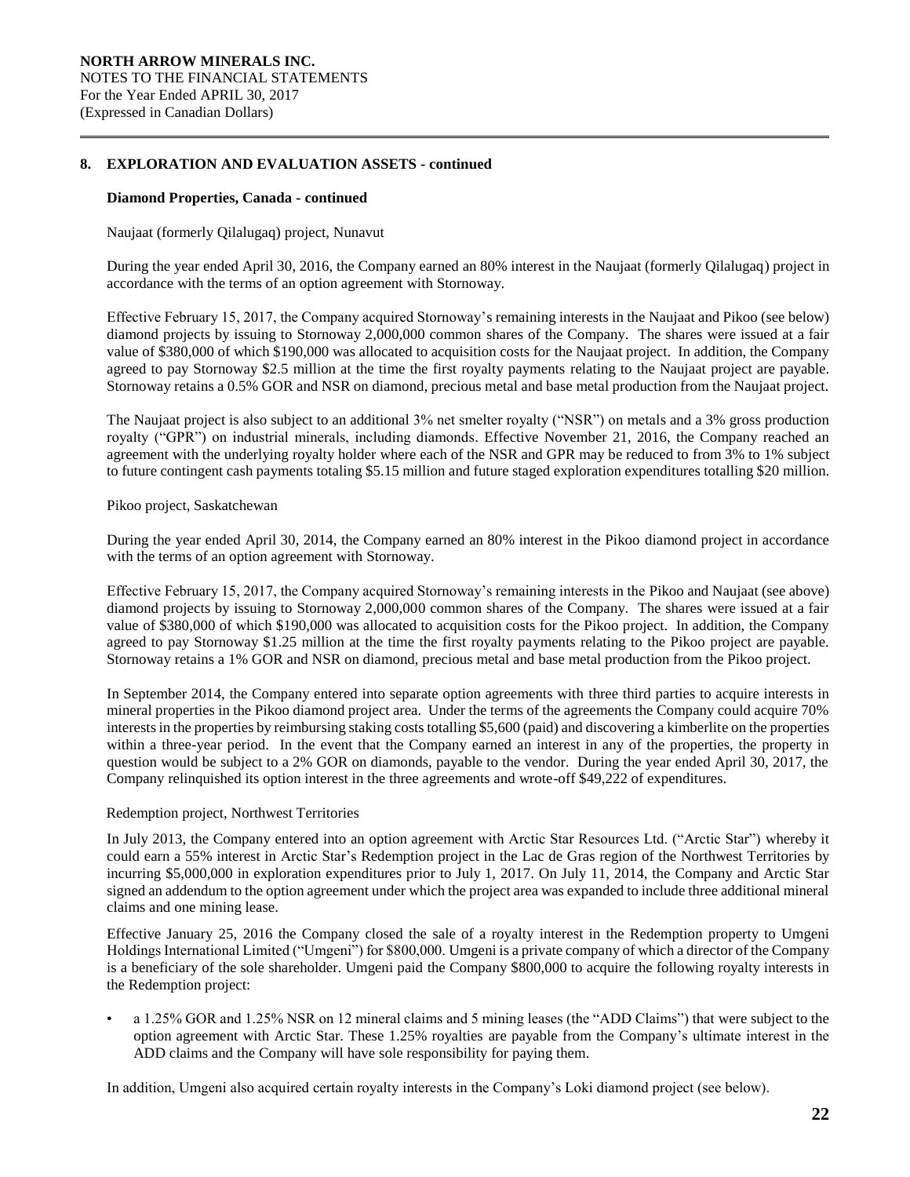## 8. EXPLORATION AND EVALUATION ASSETS - continued

### Diamond Properties, Canada - continued

Naujaat (formerly Qilalugaq) project, Nunavut

During the year ended April 30, 2016, the Company earned an 80% interest in the Naujaat (formerly Qilalugaq) project in accordance with the terms of an option agreement with Stornoway.

Effective February 15, 2017, the Company acquired Stornoway's remaining interests in the Naujaat and Pikoo (see below) diamond projects by issuing to Stornoway 2,000,000 common shares of the Company. The shares were issued at a fair value of $380,000 of which $190,000 was allocated to acquisition costs for the Naujaat project. In addition, the Company agreed to pay Stornoway $2.5 million at the time the first royalty payments relating to the Naujaat project are payable. Stornoway retains a 0.5% GOR and NSR on diamond, precious metal and base metal production from the Naujaat project.

The Naujaat project is also subject to an additional 3% net smelter royalty ("NSR") on metals and a 3% gross production royalty ("GPR") on industrial minerals, including diamonds. Effective November 21, 2016, the Company reached an agreement with the underlying royalty holder where each of the NSR and GPR may be reduced to from 3% to 1% subject to future contingent cash payments totaling $5.15 million and future staged exploration expenditures totalling $20 million.

Pikoo project, Saskatchewan

During the year ended April 30, 2014, the Company earned an 80% interest in the Pikoo diamond project in accordance with the terms of an option agreement with Stornoway.

Effective February 15, 2017, the Company acquired Stornoway's remaining interests in the Pikoo and Naujaat (see above) diamond projects by issuing to Stornoway 2,000,000 common shares of the Company. The shares were issued at a fair value of $380,000 of which $190,000 was allocated to acquisition costs for the Pikoo project. In addition, the Company agreed to pay Stornoway $1.25 million at the time the first royalty payments relating to the Pikoo project are payable. Stornoway retains a 1% GOR and NSR on diamond, precious metal and base metal production from the Pikoo project.

In September 2014, the Company entered into separate option agreements with three third parties to acquire interests in mineral properties in the Pikoo diamond project area. Under the terms of the agreements the Company could acquire 70% interests in the properties by reimbursing staking costs totalling $5,600 (paid) and discovering a kimberlite on the properties within a three-year period. In the event that the Company earned an interest in any of the properties, the property in question would be subject to a 2% GOR on diamonds, payable to the vendor. During the year ended April 30, 2017, the Company relinquished its option interest in the three agreements and wrote-off $49,222 of expenditures.

Redemption project, Northwest Territories

In July 2013, the Company entered into an option agreement with Arctic Star Resources Ltd. ("Arctic Star") whereby it could earn a 55% interest in Arctic Star's Redemption project in the Lac de Gras region of the Northwest Territories by incurring $5,000,000 in exploration expenditures prior to July 1, 2017. On July 11, 2014, the Company and Arctic Star signed an addendum to the option agreement under which the project area was expanded to include three additional mineral claims and one mining lease.

Effective January 25, 2016 the Company closed the sale of a royalty interest in the Redemption property to Umgeni Holdings International Limited ("Umgeni") for $800,000. Umgeni is a private company of which a director of the Company is a beneficiary of the sole shareholder. Umgeni paid the Company $800,000 to acquire the following royalty interests in the Redemption project:

- a 1.25% GOR and 1.25% NSR on 12 mineral claims and 5 mining leases (the "ADD Claims") that were subject to the option agreement with Arctic Star. These 1.25% royalties are payable from the Company's ultimate interest in the ADD claims and the Company will have sole responsibility for paying them.

In addition, Umgeni also acquired certain royalty interests in the Company's Loki diamond project (see below).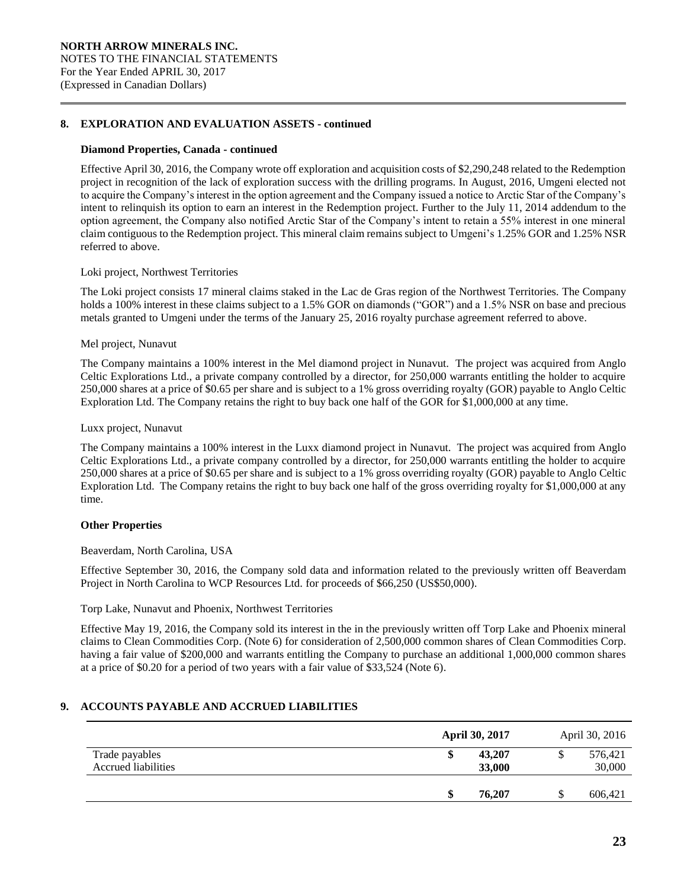## 8. EXPLORATION AND EVALUATION ASSETS - continued

**Diamond Properties, Canada - continued**

Effective April 30, 2016, the Company wrote off exploration and acquisition costs of $2,290,248 related to the Redemption project in recognition of the lack of exploration success with the drilling programs. In August, 2016, Umgeni elected not to acquire the Company's interest in the option agreement and the Company issued a notice to Arctic Star of the Company's intent to relinquish its option to earn an interest in the Redemption project. Further to the July 11, 2014 addendum to the option agreement, the Company also notified Arctic Star of the Company's intent to retain a 55% interest in one mineral claim contiguous to the Redemption project. This mineral claim remains subject to Umgeni's 1.25% GOR and 1.25% NSR referred to above.

Loki project, Northwest Territories

The Loki project consists 17 mineral claims staked in the Lac de Gras region of the Northwest Territories. The Company holds a 100% interest in these claims subject to a 1.5% GOR on diamonds ("GOR") and a 1.5% NSR on base and precious metals granted to Umgeni under the terms of the January 25, 2016 royalty purchase agreement referred to above.

Mel project, Nunavut

The Company maintains a 100% interest in the Mel diamond project in Nunavut. The project was acquired from Anglo Celtic Explorations Ltd., a private company controlled by a director, for 250,000 warrants entitling the holder to acquire 250,000 shares at a price of $0.65 per share and is subject to a 1% gross overriding royalty (GOR) payable to Anglo Celtic Exploration Ltd. The Company retains the right to buy back one half of the GOR for $1,000,000 at any time.

Luxx project, Nunavut

The Company maintains a 100% interest in the Luxx diamond project in Nunavut. The project was acquired from Anglo Celtic Explorations Ltd., a private company controlled by a director, for 250,000 warrants entitling the holder to acquire 250,000 shares at a price of $0.65 per share and is subject to a 1% gross overriding royalty (GOR) payable to Anglo Celtic Exploration Ltd. The Company retains the right to buy back one half of the gross overriding royalty for $1,000,000 at any time.

**Other Properties**

Beaverdam, North Carolina, USA

Effective September 30, 2016, the Company sold data and information related to the previously written off Beaverdam Project in North Carolina to WCP Resources Ltd. for proceeds of $66,250 (US$50,000).

Torp Lake, Nunavut and Phoenix, Northwest Territories

Effective May 19, 2016, the Company sold its interest in the in the previously written off Torp Lake and Phoenix mineral claims to Clean Commodities Corp. (Note 6) for consideration of 2,500,000 common shares of Clean Commodities Corp. having a fair value of $200,000 and warrants entitling the Company to purchase an additional 1,000,000 common shares at a price of $0.20 for a period of two years with a fair value of $33,524 (Note 6).

## 9. ACCOUNTS PAYABLE AND ACCRUED LIABILITIES

| | **April 30, 2017** | April 30, 2016 |
|---|---|---|
| Trade payables | **$ 43,207** | $ 576,421 |
| Accrued liabilities | **33,000** | 30,000 |
| | **$ 76,207** | $ 606,421 |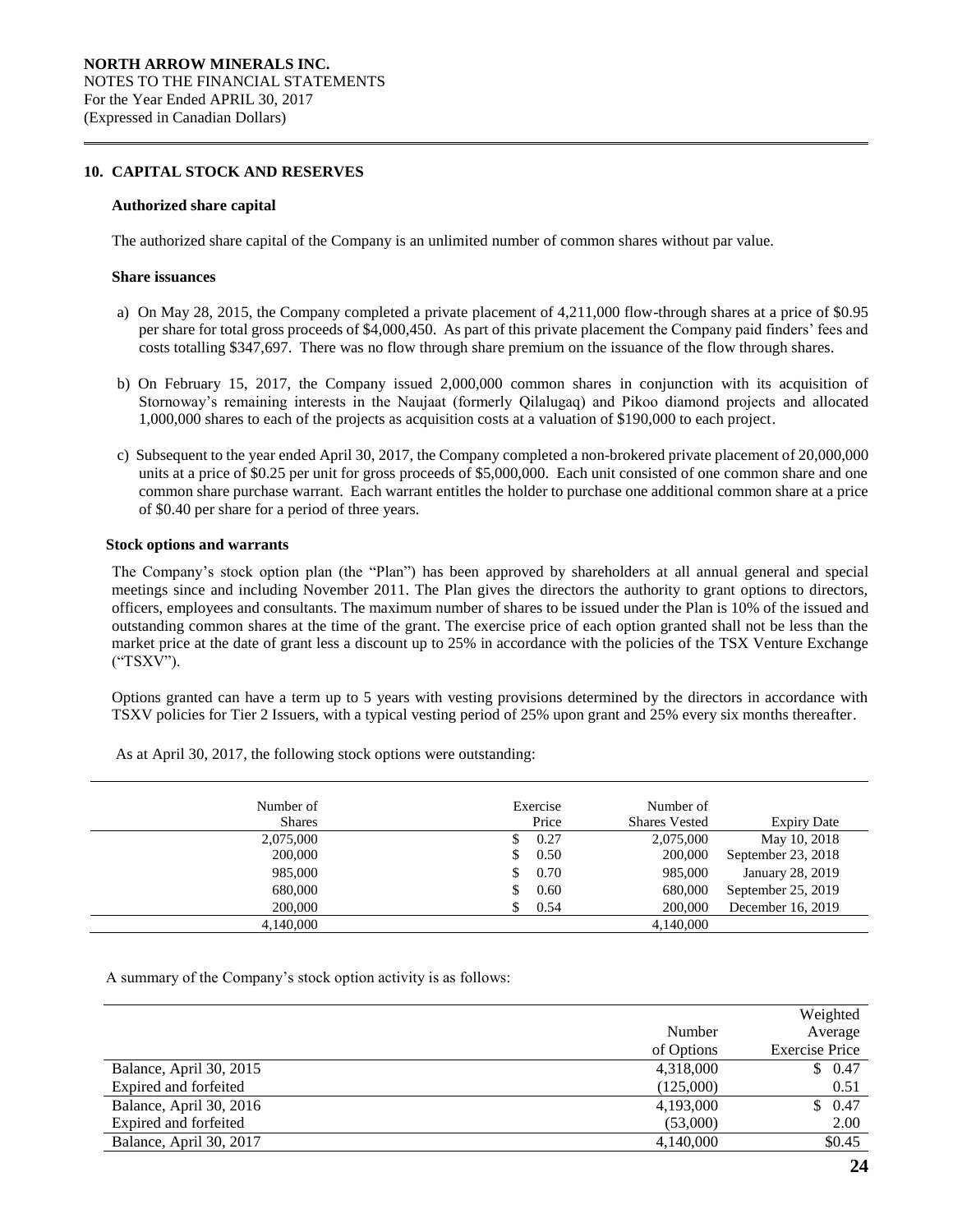**NORTH ARROW MINERALS INC.**
NOTES TO THE FINANCIAL STATEMENTS
For the Year Ended APRIL 30, 2017
(Expressed in Canadian Dollars)

## 10. CAPITAL STOCK AND RESERVES

### Authorized share capital

The authorized share capital of the Company is an unlimited number of common shares without par value.

### Share issuances

a) On May 28, 2015, the Company completed a private placement of 4,211,000 flow-through shares at a price of $0.95 per share for total gross proceeds of $4,000,450. As part of this private placement the Company paid finders' fees and costs totalling $347,697. There was no flow through share premium on the issuance of the flow through shares.

b) On February 15, 2017, the Company issued 2,000,000 common shares in conjunction with its acquisition of Stornoway's remaining interests in the Naujaat (formerly Qilalugaq) and Pikoo diamond projects and allocated 1,000,000 shares to each of the projects as acquisition costs at a valuation of $190,000 to each project.

c) Subsequent to the year ended April 30, 2017, the Company completed a non-brokered private placement of 20,000,000 units at a price of $0.25 per unit for gross proceeds of $5,000,000. Each unit consisted of one common share and one common share purchase warrant. Each warrant entitles the holder to purchase one additional common share at a price of $0.40 per share for a period of three years.

### Stock options and warrants

The Company's stock option plan (the "Plan") has been approved by shareholders at all annual general and special meetings since and including November 2011. The Plan gives the directors the authority to grant options to directors, officers, employees and consultants. The maximum number of shares to be issued under the Plan is 10% of the issued and outstanding common shares at the time of the grant. The exercise price of each option granted shall not be less than the market price at the date of grant less a discount up to 25% in accordance with the policies of the TSX Venture Exchange ("TSXV").

Options granted can have a term up to 5 years with vesting provisions determined by the directors in accordance with TSXV policies for Tier 2 Issuers, with a typical vesting period of 25% upon grant and 25% every six months thereafter.

As at April 30, 2017, the following stock options were outstanding:

| Number of Shares | Exercise Price | Number of Shares Vested | Expiry Date |
|---|---|---|---|
| 2,075,000 | $ 0.27 | 2,075,000 | May 10, 2018 |
| 200,000 | $ 0.50 | 200,000 | September 23, 2018 |
| 985,000 | $ 0.70 | 985,000 | January 28, 2019 |
| 680,000 | $ 0.60 | 680,000 | September 25, 2019 |
| 200,000 | $ 0.54 | 200,000 | December 16, 2019 |
| 4,140,000 | | 4,140,000 | |

A summary of the Company's stock option activity is as follows:

| | Number of Options | Weighted Average Exercise Price |
|---|---|---|
| Balance, April 30, 2015 | 4,318,000 | $ 0.47 |
| Expired and forfeited | (125,000) | 0.51 |
| Balance, April 30, 2016 | 4,193,000 | $ 0.47 |
| Expired and forfeited | (53,000) | 2.00 |
| Balance, April 30, 2017 | 4,140,000 | $0.45 |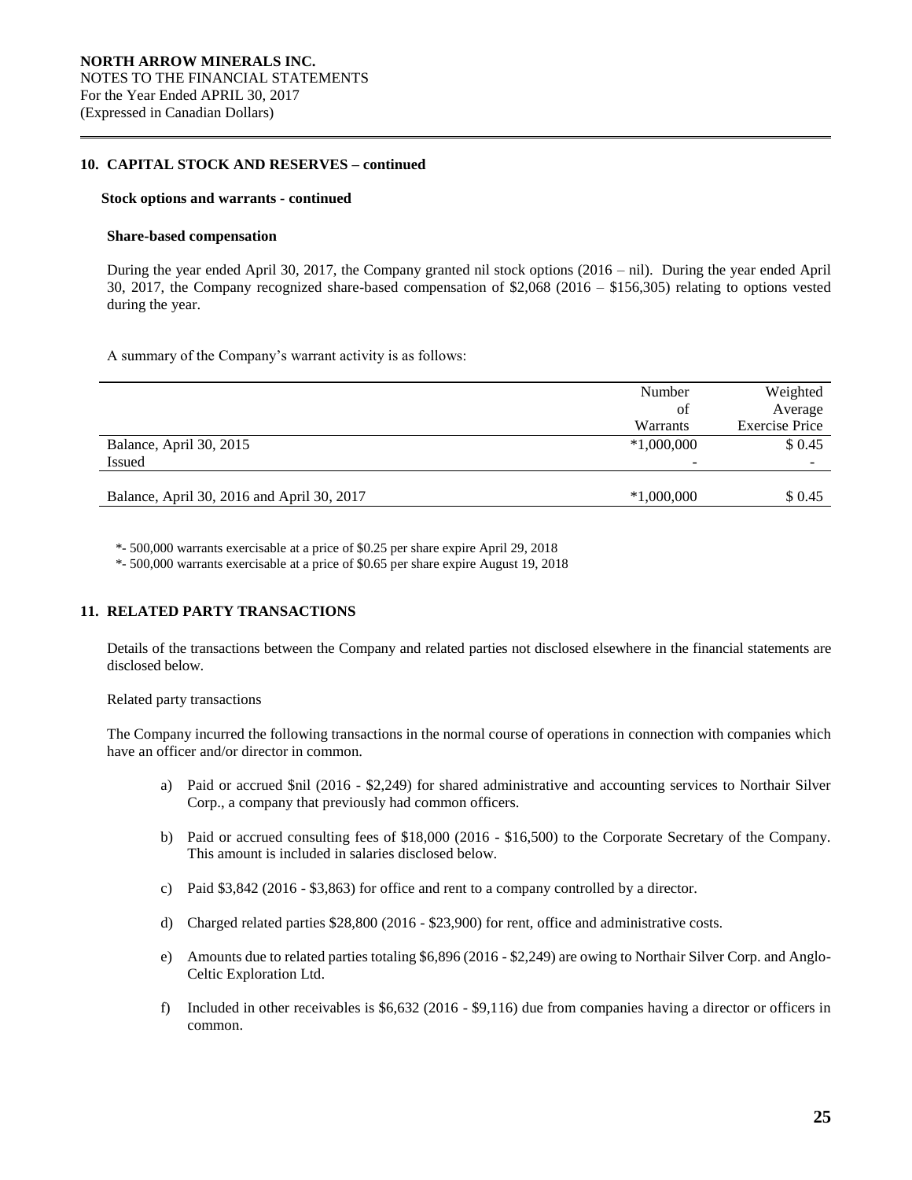**NORTH ARROW MINERALS INC.**
NOTES TO THE FINANCIAL STATEMENTS
For the Year Ended APRIL 30, 2017
(Expressed in Canadian Dollars)

## 10. CAPITAL STOCK AND RESERVES – continued

### Stock options and warrants - continued

#### Share-based compensation

During the year ended April 30, 2017, the Company granted nil stock options (2016 – nil). During the year ended April 30, 2017, the Company recognized share-based compensation of $2,068 (2016 – $156,305) relating to options vested during the year.

A summary of the Company's warrant activity is as follows:

| | Number of Warrants | Weighted Average Exercise Price |
|---|---|---|
| Balance, April 30, 2015 | *1,000,000 | $ 0.45 |
| Issued | - | - |
| Balance, April 30, 2016 and April 30, 2017 | *1,000,000 | $ 0.45 |

*- 500,000 warrants exercisable at a price of $0.25 per share expire April 29, 2018
*- 500,000 warrants exercisable at a price of $0.65 per share expire August 19, 2018

## 11. RELATED PARTY TRANSACTIONS

Details of the transactions between the Company and related parties not disclosed elsewhere in the financial statements are disclosed below.

Related party transactions

The Company incurred the following transactions in the normal course of operations in connection with companies which have an officer and/or director in common.

a) Paid or accrued $nil (2016 - $2,249) for shared administrative and accounting services to Northair Silver Corp., a company that previously had common officers.

b) Paid or accrued consulting fees of $18,000 (2016 - $16,500) to the Corporate Secretary of the Company. This amount is included in salaries disclosed below.

c) Paid $3,842 (2016 - $3,863) for office and rent to a company controlled by a director.

d) Charged related parties $28,800 (2016 - $23,900) for rent, office and administrative costs.

e) Amounts due to related parties totaling $6,896 (2016 - $2,249) are owing to Northair Silver Corp. and Anglo-Celtic Exploration Ltd.

f) Included in other receivables is $6,632 (2016 - $9,116) due from companies having a director or officers in common.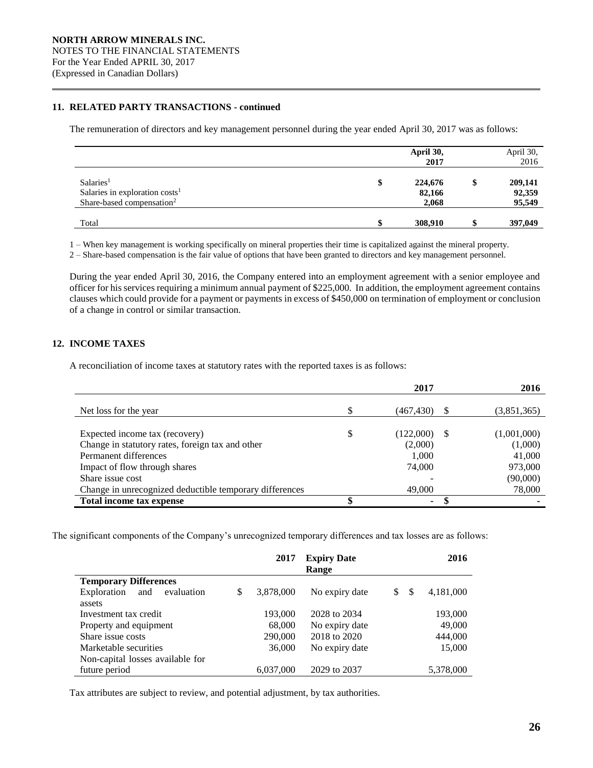NORTH ARROW MINERALS INC.
NOTES TO THE FINANCIAL STATEMENTS
For the Year Ended APRIL 30, 2017
(Expressed in Canadian Dollars)

## 11. RELATED PARTY TRANSACTIONS - continued

The remuneration of directors and key management personnel during the year ended April 30, 2017 was as follows:

| | April 30, 2017 | April 30, 2016 |
|---|---|---|
| Salaries[1] | $ 224,676 | $ 209,141 |
| Salaries in exploration costs[1] | 82,166 | 92,359 |
| Share-based compensation[2] | 2,068 | 95,549 |
| Total | $ 308,910 | $ 397,049 |

1 – When key management is working specifically on mineral properties their time is capitalized against the mineral property.
2 – Share-based compensation is the fair value of options that have been granted to directors and key management personnel.

During the year ended April 30, 2016, the Company entered into an employment agreement with a senior employee and officer for his services requiring a minimum annual payment of $225,000. In addition, the employment agreement contains clauses which could provide for a payment or payments in excess of $450,000 on termination of employment or conclusion of a change in control or similar transaction.

## 12. INCOME TAXES

A reconciliation of income taxes at statutory rates with the reported taxes is as follows:

| | 2017 | 2016 |
|---|---|---|
| Net loss for the year | $ (467,430) | $ (3,851,365) |
| Expected income tax (recovery) | $ (122,000) | $ (1,001,000) |
| Change in statutory rates, foreign tax and other | (2,000) | (1,000) |
| Permanent differences | 1,000 | 41,000 |
| Impact of flow through shares | 74,000 | 973,000 |
| Share issue cost | - | (90,000) |
| Change in unrecognized deductible temporary differences | 49,000 | 78,000 |
| **Total income tax expense** | **$ -** | **$ -** |

The significant components of the Company's unrecognized temporary differences and tax losses are as follows:

| | 2017 | Expiry Date Range | 2016 |
|---|---|---|---|
| **Temporary Differences** | | | |
| Exploration and evaluation assets | $ 3,878,000 | No expiry date | $ 4,181,000 |
| Investment tax credit | 193,000 | 2028 to 2034 | 193,000 |
| Property and equipment | 68,000 | No expiry date | 49,000 |
| Share issue costs | 290,000 | 2018 to 2020 | 444,000 |
| Marketable securities | 36,000 | No expiry date | 15,000 |
| Non-capital losses available for future period | 6,037,000 | 2029 to 2037 | 5,378,000 |

Tax attributes are subject to review, and potential adjustment, by tax authorities.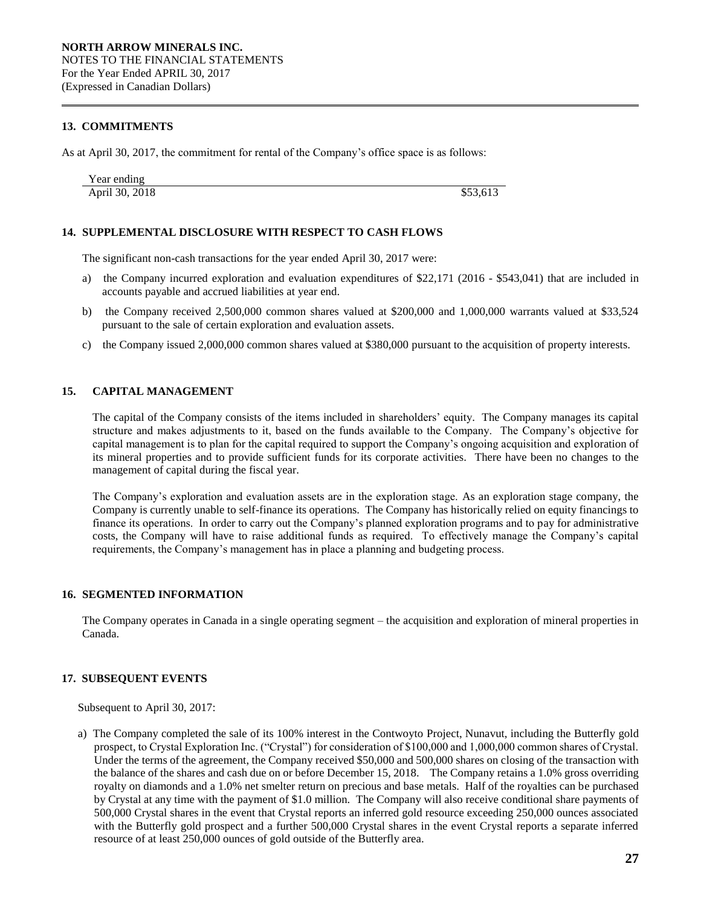## 13. COMMITMENTS

As at April 30, 2017, the commitment for rental of the Company's office space is as follows:

| Year ending | |
|---|---|
| April 30, 2018 | $53,613 |

## 14. SUPPLEMENTAL DISCLOSURE WITH RESPECT TO CASH FLOWS

The significant non-cash transactions for the year ended April 30, 2017 were:

a) the Company incurred exploration and evaluation expenditures of $22,171 (2016 - $543,041) that are included in accounts payable and accrued liabilities at year end.

b) the Company received 2,500,000 common shares valued at $200,000 and 1,000,000 warrants valued at $33,524 pursuant to the sale of certain exploration and evaluation assets.

c) the Company issued 2,000,000 common shares valued at $380,000 pursuant to the acquisition of property interests.

## 15. CAPITAL MANAGEMENT

The capital of the Company consists of the items included in shareholders' equity. The Company manages its capital structure and makes adjustments to it, based on the funds available to the Company. The Company's objective for capital management is to plan for the capital required to support the Company's ongoing acquisition and exploration of its mineral properties and to provide sufficient funds for its corporate activities. There have been no changes to the management of capital during the fiscal year.

The Company's exploration and evaluation assets are in the exploration stage. As an exploration stage company, the Company is currently unable to self-finance its operations. The Company has historically relied on equity financings to finance its operations. In order to carry out the Company's planned exploration programs and to pay for administrative costs, the Company will have to raise additional funds as required. To effectively manage the Company's capital requirements, the Company's management has in place a planning and budgeting process.

## 16. SEGMENTED INFORMATION

The Company operates in Canada in a single operating segment – the acquisition and exploration of mineral properties in Canada.

## 17. SUBSEQUENT EVENTS

Subsequent to April 30, 2017:

a) The Company completed the sale of its 100% interest in the Contwoyto Project, Nunavut, including the Butterfly gold prospect, to Crystal Exploration Inc. ("Crystal") for consideration of $100,000 and 1,000,000 common shares of Crystal. Under the terms of the agreement, the Company received $50,000 and 500,000 shares on closing of the transaction with the balance of the shares and cash due on or before December 15, 2018. The Company retains a 1.0% gross overriding royalty on diamonds and a 1.0% net smelter return on precious and base metals. Half of the royalties can be purchased by Crystal at any time with the payment of $1.0 million. The Company will also receive conditional share payments of 500,000 Crystal shares in the event that Crystal reports an inferred gold resource exceeding 250,000 ounces associated with the Butterfly gold prospect and a further 500,000 Crystal shares in the event Crystal reports a separate inferred resource of at least 250,000 ounces of gold outside of the Butterfly area.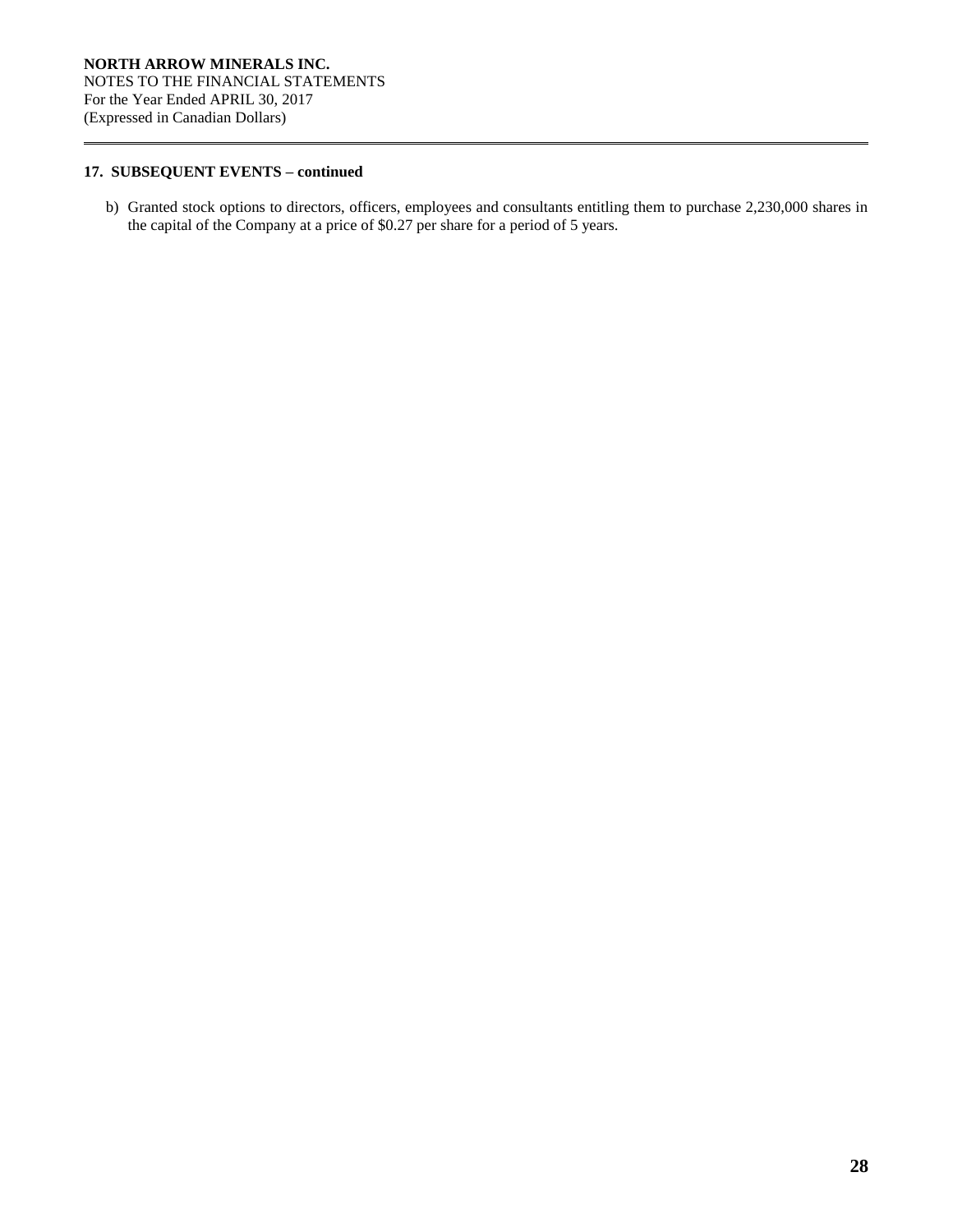## 17. SUBSEQUENT EVENTS – continued

b) Granted stock options to directors, officers, employees and consultants entitling them to purchase 2,230,000 shares in the capital of the Company at a price of $0.27 per share for a period of 5 years.